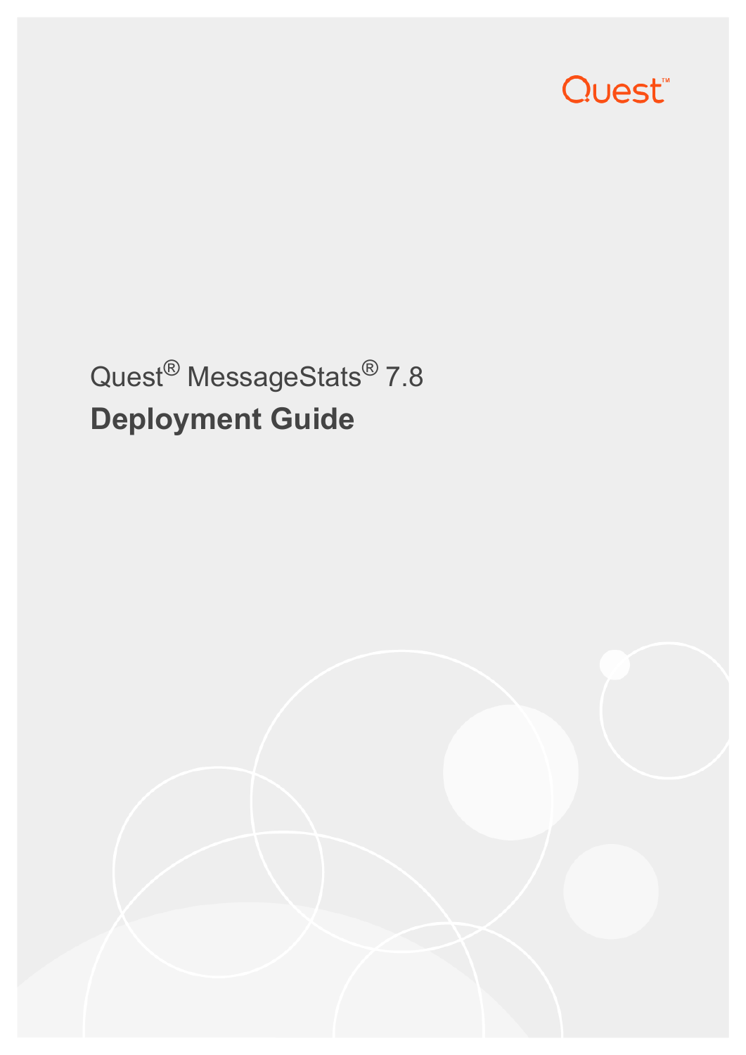Quest

Quest® MessageStats® 7.8

# Deployment Guide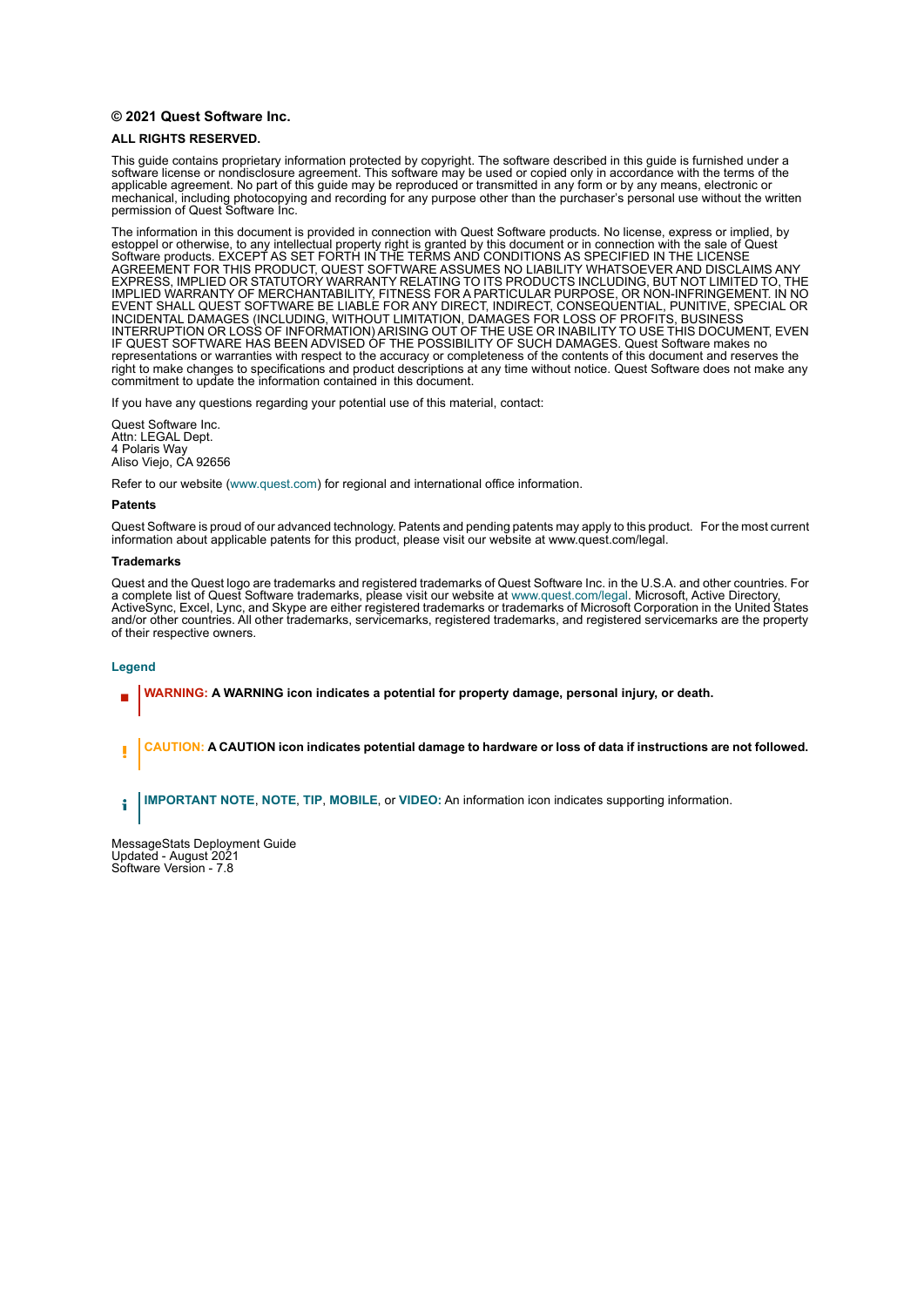**© 2021 Quest Software Inc.**

**ALL RIGHTS RESERVED.**

This guide contains proprietary information protected by copyright. The software described in this guide is furnished under a software license or nondisclosure agreement. This software may be used or copied only in accordance with the terms of the applicable agreement. No part of this guide may be reproduced or transmitted in any form or by any means, electronic or mechanical, including photocopying and recording for any purpose other than the purchaser's personal use without the written permission of Quest Software Inc.

The information in this document is provided in connection with Quest Software products. No license, express or implied, by estoppel or otherwise, to any intellectual property right is granted by this document or in connection with the sale of Quest Software products. EXCEPT AS SET FORTH IN THE TERMS AND CONDITIONS AS SPECIFIED IN THE LICENSE AGREEMENT FOR THIS PRODUCT, QUEST SOFTWARE ASSUMES NO LIABILITY WHATSOEVER AND DISCLAIMS ANY EXPRESS, IMPLIED OR STATUTORY WARRANTY RELATING TO ITS PRODUCTS INCLUDING, BUT NOT LIMITED TO, THE IMPLIED WARRANTY OF MERCHANTABILITY, FITNESS FOR A PARTICULAR PURPOSE, OR NON-INFRINGEMENT. IN NO EVENT SHALL QUEST SOFTWARE BE LIABLE FOR ANY DIRECT, INDIRECT, CONSEQUENTIAL, PUNITIVE, SPECIAL OR INCIDENTAL DAMAGES (INCLUDING, WITHOUT LIMITATION, DAMAGES FOR LOSS OF PROFITS, BUSINESS INTERRUPTION OR LOSS OF INFORMATION) ARISING OUT OF THE USE OR INABILITY TO USE THIS DOCUMENT, EVEN IF QUEST SOFTWARE HAS BEEN ADVISED OF THE POSSIBILITY OF SUCH DAMAGES. Quest Software makes no representations or warranties with respect to the accuracy or completeness of the contents of this document and reserves the right to make changes to specifications and product descriptions at any time without notice. Quest Software does not make any commitment to update the information contained in this document.

If you have any questions regarding your potential use of this material, contact:

Quest Software Inc.
Attn: LEGAL Dept.
4 Polaris Way
Aliso Viejo, CA 92656

Refer to our website (www.quest.com) for regional and international office information.

**Patents**

Quest Software is proud of our advanced technology. Patents and pending patents may apply to this product. For the most current information about applicable patents for this product, please visit our website at www.quest.com/legal.

**Trademarks**

Quest and the Quest logo are trademarks and registered trademarks of Quest Software Inc. in the U.S.A. and other countries. For a complete list of Quest Software trademarks, please visit our website at www.quest.com/legal. Microsoft, Active Directory, ActiveSync, Excel, Lync, and Skype are either registered trademarks or trademarks of Microsoft Corporation in the United States and/or other countries. All other trademarks, servicemarks, registered trademarks, and registered servicemarks are the property of their respective owners.

**Legend**

**WARNING: A WARNING icon indicates a potential for property damage, personal injury, or death.**

**CAUTION: A CAUTION icon indicates potential damage to hardware or loss of data if instructions are not followed.**

**IMPORTANT NOTE**, **NOTE**, **TIP**, **MOBILE**, or **VIDEO:** An information icon indicates supporting information.

MessageStats Deployment Guide
Updated - August 2021
Software Version - 7.8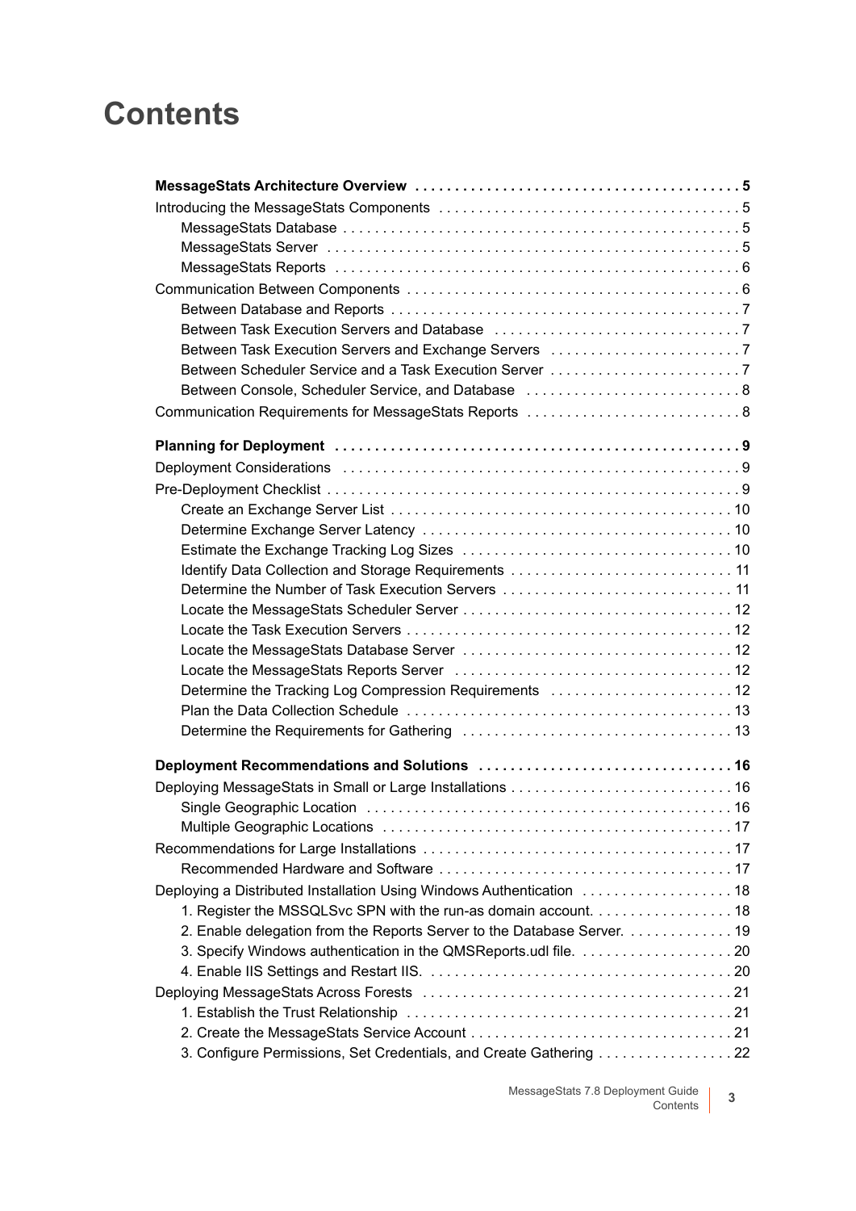# Contents

**MessageStats Architecture Overview . . . . . . . . . . . . . . . . . . . . . . . . . . . . . . . . . . . . . . . . 5**

Introducing the MessageStats Components . . . . . . . . . . . . . . . . . . . . . . . . . . . . . . . . . . . . . 5

- MessageStats Database . . . . . . . . . . . . . . . . . . . . . . . . . . . . . . . . . . . . . . . . . . . . . . . . . 5
- MessageStats Server . . . . . . . . . . . . . . . . . . . . . . . . . . . . . . . . . . . . . . . . . . . . . . . . . . . 5
- MessageStats Reports . . . . . . . . . . . . . . . . . . . . . . . . . . . . . . . . . . . . . . . . . . . . . . . . . . 6

Communication Between Components . . . . . . . . . . . . . . . . . . . . . . . . . . . . . . . . . . . . . . . . . 6

- Between Database and Reports . . . . . . . . . . . . . . . . . . . . . . . . . . . . . . . . . . . . . . . . . . . 7
- Between Task Execution Servers and Database . . . . . . . . . . . . . . . . . . . . . . . . . . . . . . . 7
- Between Task Execution Servers and Exchange Servers . . . . . . . . . . . . . . . . . . . . . . . . 7
- Between Scheduler Service and a Task Execution Server . . . . . . . . . . . . . . . . . . . . . . . . 7
- Between Console, Scheduler Service, and Database . . . . . . . . . . . . . . . . . . . . . . . . . . . 8

Communication Requirements for MessageStats Reports . . . . . . . . . . . . . . . . . . . . . . . . . . 8

**Planning for Deployment . . . . . . . . . . . . . . . . . . . . . . . . . . . . . . . . . . . . . . . . . . . . . . . . . . 9**

Deployment Considerations . . . . . . . . . . . . . . . . . . . . . . . . . . . . . . . . . . . . . . . . . . . . . . . . . 9

Pre-Deployment Checklist . . . . . . . . . . . . . . . . . . . . . . . . . . . . . . . . . . . . . . . . . . . . . . . . . . . 9

- Create an Exchange Server List . . . . . . . . . . . . . . . . . . . . . . . . . . . . . . . . . . . . . . . . . . 10
- Determine Exchange Server Latency . . . . . . . . . . . . . . . . . . . . . . . . . . . . . . . . . . . . . . 10
- Estimate the Exchange Tracking Log Sizes . . . . . . . . . . . . . . . . . . . . . . . . . . . . . . . . . 10
- Identify Data Collection and Storage Requirements . . . . . . . . . . . . . . . . . . . . . . . . . . . 11
- Determine the Number of Task Execution Servers . . . . . . . . . . . . . . . . . . . . . . . . . . . . 11
- Locate the MessageStats Scheduler Server . . . . . . . . . . . . . . . . . . . . . . . . . . . . . . . . . 12
- Locate the Task Execution Servers . . . . . . . . . . . . . . . . . . . . . . . . . . . . . . . . . . . . . . . . 12
- Locate the MessageStats Database Server . . . . . . . . . . . . . . . . . . . . . . . . . . . . . . . . . 12
- Locate the MessageStats Reports Server . . . . . . . . . . . . . . . . . . . . . . . . . . . . . . . . . . . 12
- Determine the Tracking Log Compression Requirements . . . . . . . . . . . . . . . . . . . . . . . 12
- Plan the Data Collection Schedule . . . . . . . . . . . . . . . . . . . . . . . . . . . . . . . . . . . . . . . . 13
- Determine the Requirements for Gathering . . . . . . . . . . . . . . . . . . . . . . . . . . . . . . . . . 13

**Deployment Recommendations and Solutions . . . . . . . . . . . . . . . . . . . . . . . . . . . . . . . . 16**

Deploying MessageStats in Small or Large Installations . . . . . . . . . . . . . . . . . . . . . . . . . . . 16

- Single Geographic Location . . . . . . . . . . . . . . . . . . . . . . . . . . . . . . . . . . . . . . . . . . . . . 16
- Multiple Geographic Locations . . . . . . . . . . . . . . . . . . . . . . . . . . . . . . . . . . . . . . . . . . . 17

Recommendations for Large Installations . . . . . . . . . . . . . . . . . . . . . . . . . . . . . . . . . . . . . . 17

- Recommended Hardware and Software . . . . . . . . . . . . . . . . . . . . . . . . . . . . . . . . . . . . 17

Deploying a Distributed Installation Using Windows Authentication . . . . . . . . . . . . . . . . . . 18

- 1. Register the MSSQLSvc SPN with the run-as domain account. . . . . . . . . . . . . . . . . . 18
- 2. Enable delegation from the Reports Server to the Database Server. . . . . . . . . . . . . . 19
- 3. Specify Windows authentication in the QMSReports.udl file. . . . . . . . . . . . . . . . . . . 20
- 4. Enable IIS Settings and Restart IIS. . . . . . . . . . . . . . . . . . . . . . . . . . . . . . . . . . . . . . 20

Deploying MessageStats Across Forests . . . . . . . . . . . . . . . . . . . . . . . . . . . . . . . . . . . . . . 21

- 1. Establish the Trust Relationship . . . . . . . . . . . . . . . . . . . . . . . . . . . . . . . . . . . . . . . . 21
- 2. Create the MessageStats Service Account . . . . . . . . . . . . . . . . . . . . . . . . . . . . . . . . 21
- 3. Configure Permissions, Set Credentials, and Create Gathering . . . . . . . . . . . . . . . . . 22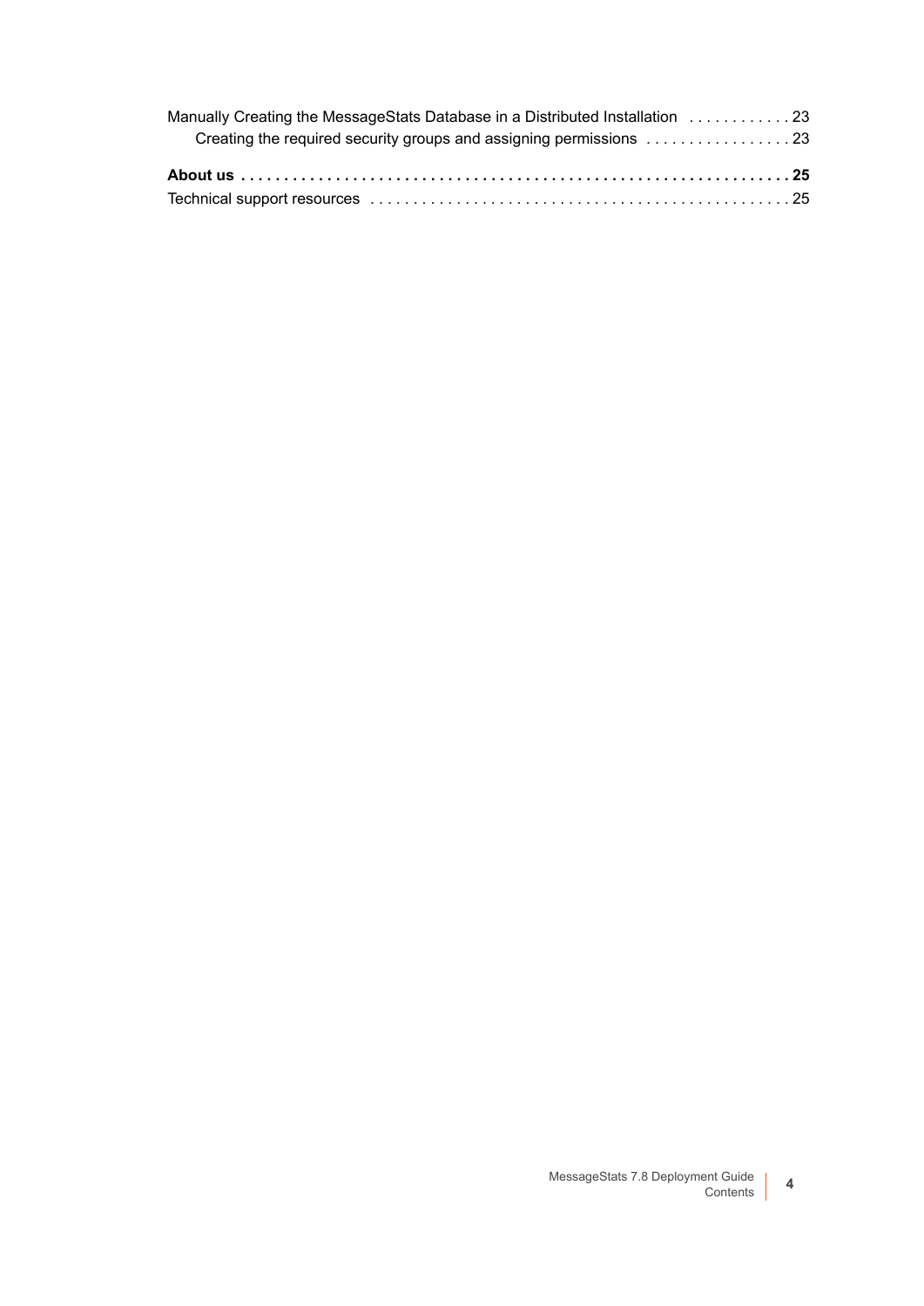Manually Creating the MessageStats Database in a Distributed Installation . . . . . . . . . . . . 23

Creating the required security groups and assigning permissions . . . . . . . . . . . . . . . . . 23

**About us . . . . . . . . . . . . . . . . . . . . . . . . . . . . . . . . . . . . . . . . . . . . . . . . . . . . . . . . . . . . . 25**

Technical support resources . . . . . . . . . . . . . . . . . . . . . . . . . . . . . . . . . . . . . . . . . . . . . . . 25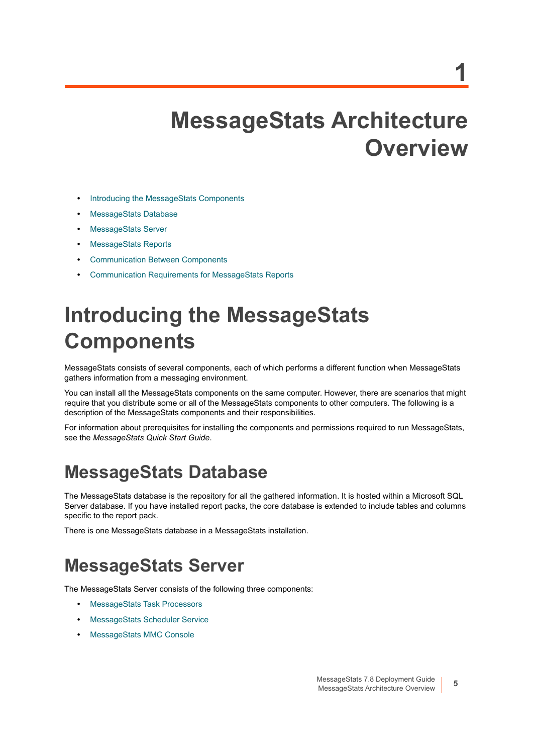# 1 MessageStats Architecture Overview

- Introducing the MessageStats Components
- MessageStats Database
- MessageStats Server
- MessageStats Reports
- Communication Between Components
- Communication Requirements for MessageStats Reports

## Introducing the MessageStats Components

MessageStats consists of several components, each of which performs a different function when MessageStats gathers information from a messaging environment.

You can install all the MessageStats components on the same computer. However, there are scenarios that might require that you distribute some or all of the MessageStats components to other computers. The following is a description of the MessageStats components and their responsibilities.

For information about prerequisites for installing the components and permissions required to run MessageStats, see the *MessageStats Quick Start Guide*.

## MessageStats Database

The MessageStats database is the repository for all the gathered information. It is hosted within a Microsoft SQL Server database. If you have installed report packs, the core database is extended to include tables and columns specific to the report pack.

There is one MessageStats database in a MessageStats installation.

## MessageStats Server

The MessageStats Server consists of the following three components:

- MessageStats Task Processors
- MessageStats Scheduler Service
- MessageStats MMC Console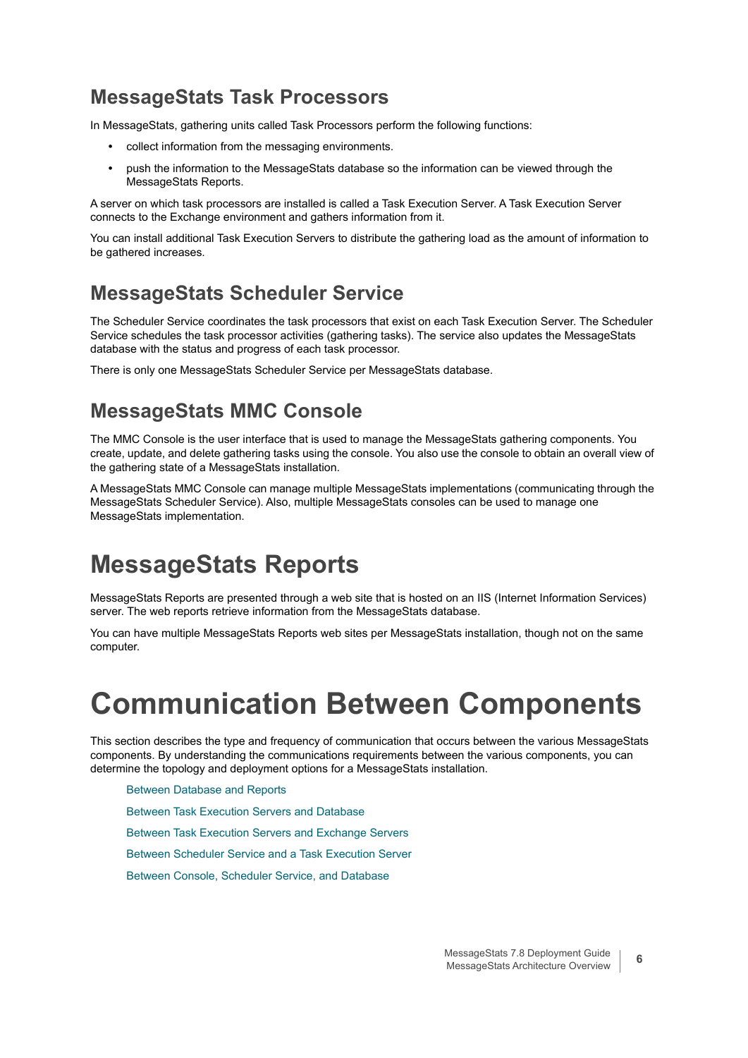## MessageStats Task Processors

In MessageStats, gathering units called Task Processors perform the following functions:

- collect information from the messaging environments.
- push the information to the MessageStats database so the information can be viewed through the MessageStats Reports.

A server on which task processors are installed is called a Task Execution Server. A Task Execution Server connects to the Exchange environment and gathers information from it.

You can install additional Task Execution Servers to distribute the gathering load as the amount of information to be gathered increases.

## MessageStats Scheduler Service

The Scheduler Service coordinates the task processors that exist on each Task Execution Server. The Scheduler Service schedules the task processor activities (gathering tasks). The service also updates the MessageStats database with the status and progress of each task processor.

There is only one MessageStats Scheduler Service per MessageStats database.

## MessageStats MMC Console

The MMC Console is the user interface that is used to manage the MessageStats gathering components. You create, update, and delete gathering tasks using the console. You also use the console to obtain an overall view of the gathering state of a MessageStats installation.

A MessageStats MMC Console can manage multiple MessageStats implementations (communicating through the MessageStats Scheduler Service). Also, multiple MessageStats consoles can be used to manage one MessageStats implementation.

# MessageStats Reports

MessageStats Reports are presented through a web site that is hosted on an IIS (Internet Information Services) server. The web reports retrieve information from the MessageStats database.

You can have multiple MessageStats Reports web sites per MessageStats installation, though not on the same computer.

# Communication Between Components

This section describes the type and frequency of communication that occurs between the various MessageStats components. By understanding the communications requirements between the various components, you can determine the topology and deployment options for a MessageStats installation.

- Between Database and Reports
- Between Task Execution Servers and Database
- Between Task Execution Servers and Exchange Servers
- Between Scheduler Service and a Task Execution Server
- Between Console, Scheduler Service, and Database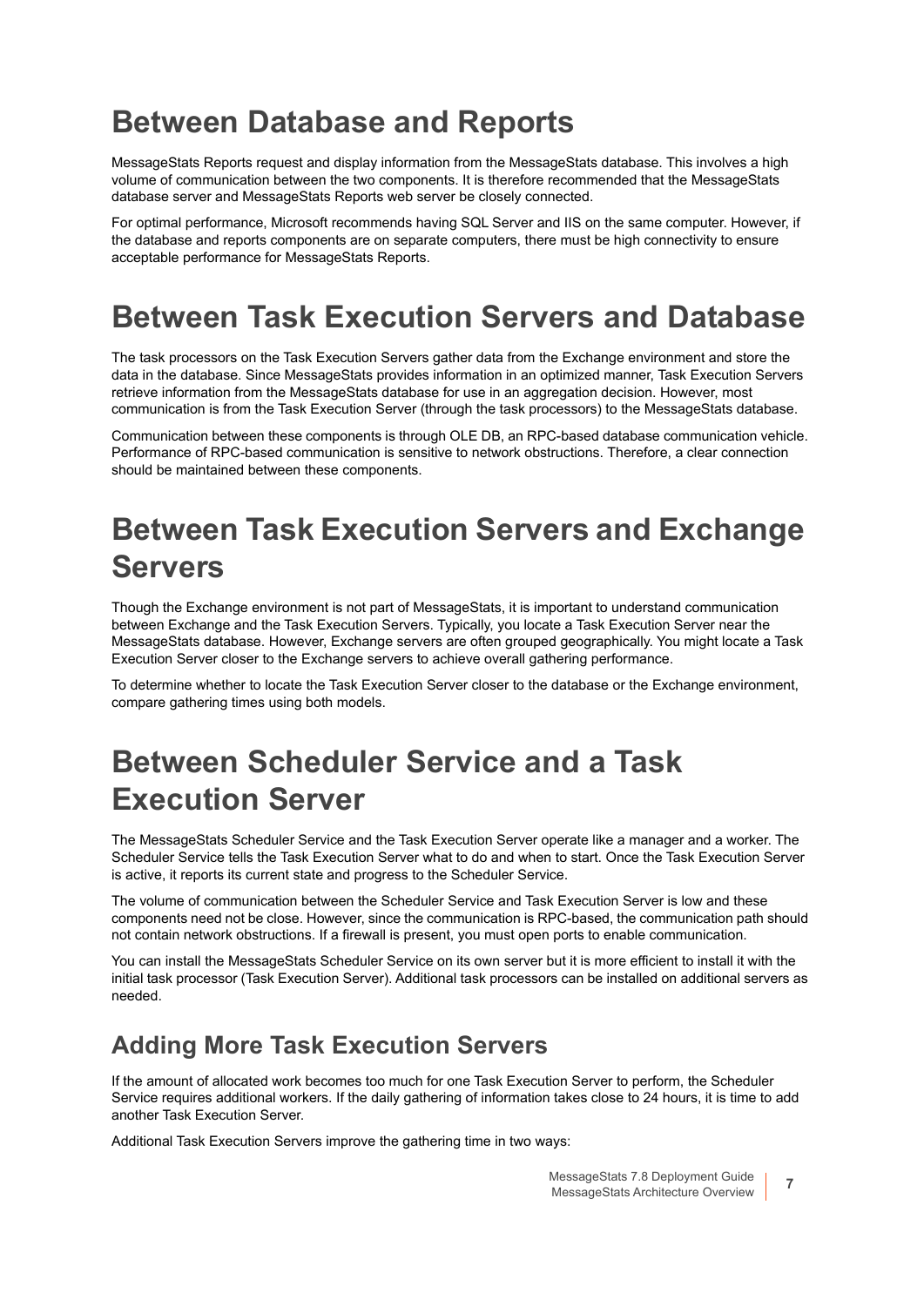# Between Database and Reports

MessageStats Reports request and display information from the MessageStats database. This involves a high volume of communication between the two components. It is therefore recommended that the MessageStats database server and MessageStats Reports web server be closely connected.

For optimal performance, Microsoft recommends having SQL Server and IIS on the same computer. However, if the database and reports components are on separate computers, there must be high connectivity to ensure acceptable performance for MessageStats Reports.

# Between Task Execution Servers and Database

The task processors on the Task Execution Servers gather data from the Exchange environment and store the data in the database. Since MessageStats provides information in an optimized manner, Task Execution Servers retrieve information from the MessageStats database for use in an aggregation decision. However, most communication is from the Task Execution Server (through the task processors) to the MessageStats database.

Communication between these components is through OLE DB, an RPC-based database communication vehicle. Performance of RPC-based communication is sensitive to network obstructions. Therefore, a clear connection should be maintained between these components.

# Between Task Execution Servers and Exchange Servers

Though the Exchange environment is not part of MessageStats, it is important to understand communication between Exchange and the Task Execution Servers. Typically, you locate a Task Execution Server near the MessageStats database. However, Exchange servers are often grouped geographically. You might locate a Task Execution Server closer to the Exchange servers to achieve overall gathering performance.

To determine whether to locate the Task Execution Server closer to the database or the Exchange environment, compare gathering times using both models.

# Between Scheduler Service and a Task Execution Server

The MessageStats Scheduler Service and the Task Execution Server operate like a manager and a worker. The Scheduler Service tells the Task Execution Server what to do and when to start. Once the Task Execution Server is active, it reports its current state and progress to the Scheduler Service.

The volume of communication between the Scheduler Service and Task Execution Server is low and these components need not be close. However, since the communication is RPC-based, the communication path should not contain network obstructions. If a firewall is present, you must open ports to enable communication.

You can install the MessageStats Scheduler Service on its own server but it is more efficient to install it with the initial task processor (Task Execution Server). Additional task processors can be installed on additional servers as needed.

## Adding More Task Execution Servers

If the amount of allocated work becomes too much for one Task Execution Server to perform, the Scheduler Service requires additional workers. If the daily gathering of information takes close to 24 hours, it is time to add another Task Execution Server.

Additional Task Execution Servers improve the gathering time in two ways: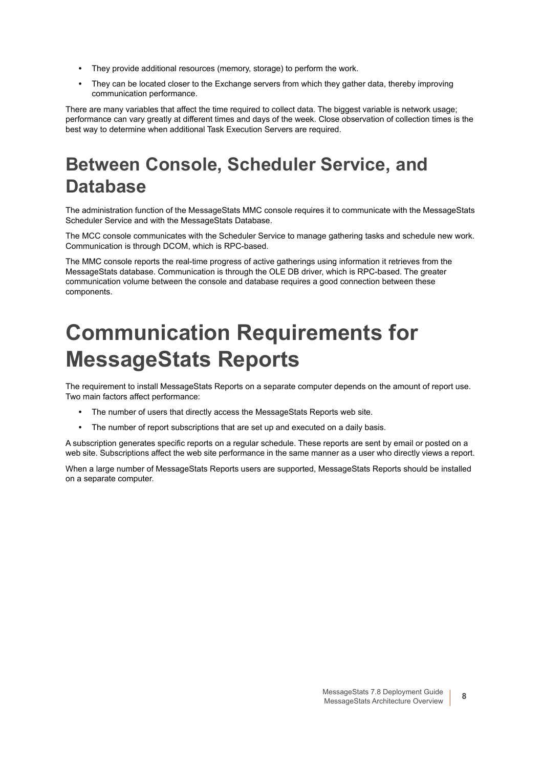- They provide additional resources (memory, storage) to perform the work.
- They can be located closer to the Exchange servers from which they gather data, thereby improving communication performance.

There are many variables that affect the time required to collect data. The biggest variable is network usage; performance can vary greatly at different times and days of the week. Close observation of collection times is the best way to determine when additional Task Execution Servers are required.

## Between Console, Scheduler Service, and Database

The administration function of the MessageStats MMC console requires it to communicate with the MessageStats Scheduler Service and with the MessageStats Database.

The MCC console communicates with the Scheduler Service to manage gathering tasks and schedule new work. Communication is through DCOM, which is RPC-based.

The MMC console reports the real-time progress of active gatherings using information it retrieves from the MessageStats database. Communication is through the OLE DB driver, which is RPC-based. The greater communication volume between the console and database requires a good connection between these components.

# Communication Requirements for MessageStats Reports

The requirement to install MessageStats Reports on a separate computer depends on the amount of report use. Two main factors affect performance:

- The number of users that directly access the MessageStats Reports web site.
- The number of report subscriptions that are set up and executed on a daily basis.

A subscription generates specific reports on a regular schedule. These reports are sent by email or posted on a web site. Subscriptions affect the web site performance in the same manner as a user who directly views a report.

When a large number of MessageStats Reports users are supported, MessageStats Reports should be installed on a separate computer.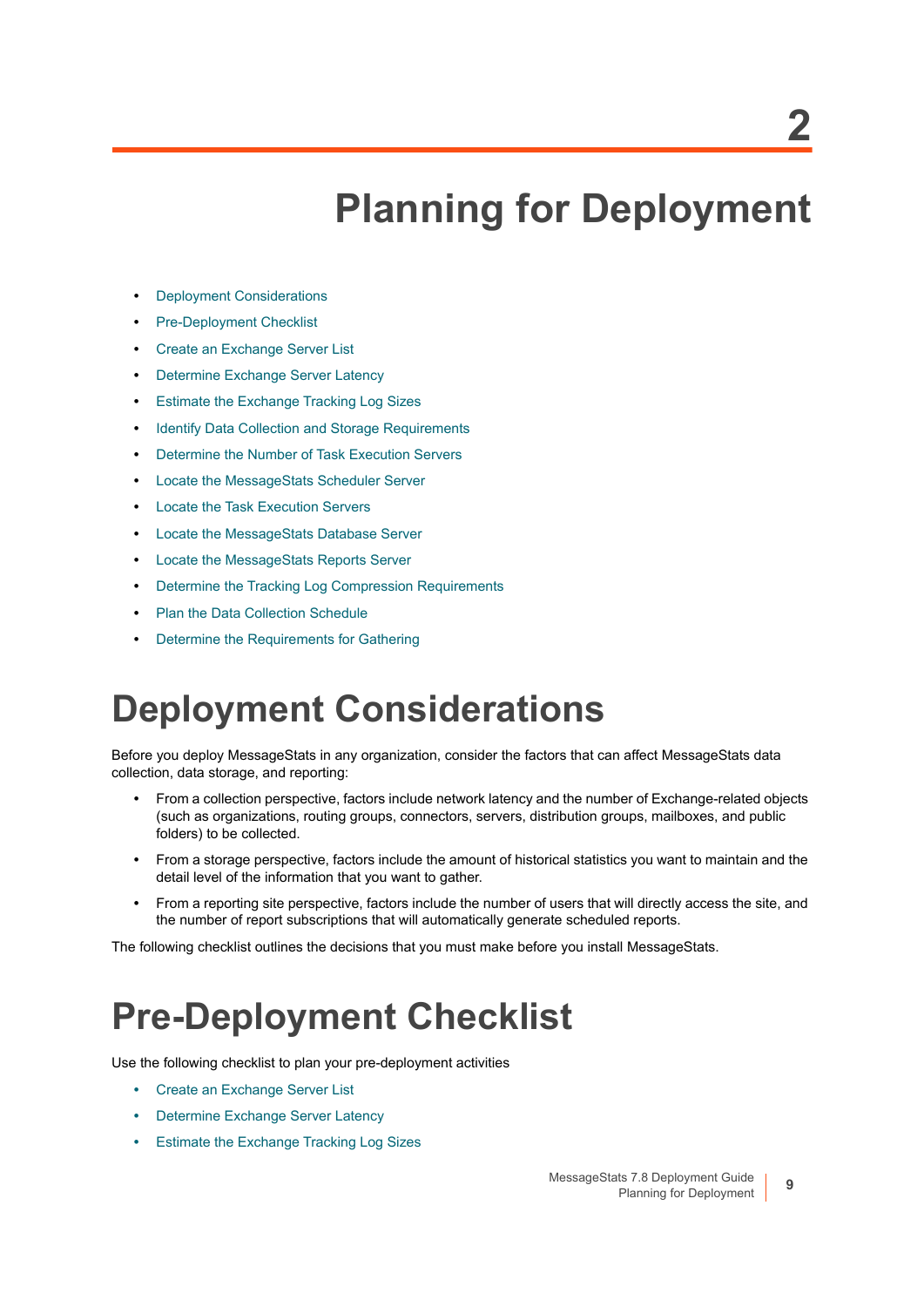# 2 Planning for Deployment

- Deployment Considerations
- Pre-Deployment Checklist
- Create an Exchange Server List
- Determine Exchange Server Latency
- Estimate the Exchange Tracking Log Sizes
- Identify Data Collection and Storage Requirements
- Determine the Number of Task Execution Servers
- Locate the MessageStats Scheduler Server
- Locate the Task Execution Servers
- Locate the MessageStats Database Server
- Locate the MessageStats Reports Server
- Determine the Tracking Log Compression Requirements
- Plan the Data Collection Schedule
- Determine the Requirements for Gathering

## Deployment Considerations

Before you deploy MessageStats in any organization, consider the factors that can affect MessageStats data collection, data storage, and reporting:

- From a collection perspective, factors include network latency and the number of Exchange-related objects (such as organizations, routing groups, connectors, servers, distribution groups, mailboxes, and public folders) to be collected.
- From a storage perspective, factors include the amount of historical statistics you want to maintain and the detail level of the information that you want to gather.
- From a reporting site perspective, factors include the number of users that will directly access the site, and the number of report subscriptions that will automatically generate scheduled reports.

The following checklist outlines the decisions that you must make before you install MessageStats.

## Pre-Deployment Checklist

Use the following checklist to plan your pre-deployment activities

- Create an Exchange Server List
- Determine Exchange Server Latency
- Estimate the Exchange Tracking Log Sizes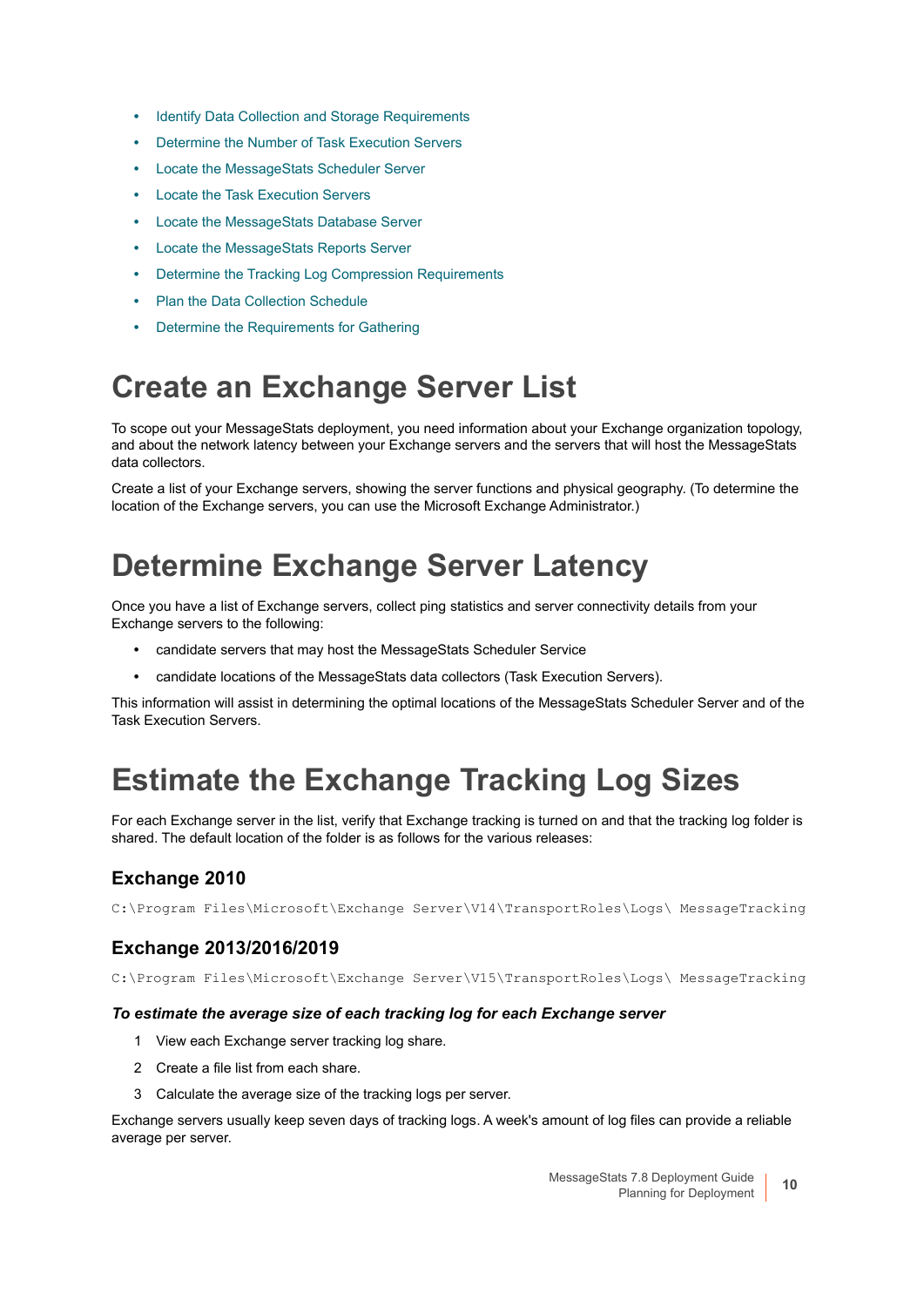- Identify Data Collection and Storage Requirements
- Determine the Number of Task Execution Servers
- Locate the MessageStats Scheduler Server
- Locate the Task Execution Servers
- Locate the MessageStats Database Server
- Locate the MessageStats Reports Server
- Determine the Tracking Log Compression Requirements
- Plan the Data Collection Schedule
- Determine the Requirements for Gathering

# Create an Exchange Server List

To scope out your MessageStats deployment, you need information about your Exchange organization topology, and about the network latency between your Exchange servers and the servers that will host the MessageStats data collectors.

Create a list of your Exchange servers, showing the server functions and physical geography. (To determine the location of the Exchange servers, you can use the Microsoft Exchange Administrator.)

# Determine Exchange Server Latency

Once you have a list of Exchange servers, collect ping statistics and server connectivity details from your Exchange servers to the following:

- candidate servers that may host the MessageStats Scheduler Service
- candidate locations of the MessageStats data collectors (Task Execution Servers).

This information will assist in determining the optimal locations of the MessageStats Scheduler Server and of the Task Execution Servers.

# Estimate the Exchange Tracking Log Sizes

For each Exchange server in the list, verify that Exchange tracking is turned on and that the tracking log folder is shared. The default location of the folder is as follows for the various releases:

## Exchange 2010

```
C:\Program Files\Microsoft\Exchange Server\V14\TransportRoles\Logs\ MessageTracking
```

## Exchange 2013/2016/2019

```
C:\Program Files\Microsoft\Exchange Server\V15\TransportRoles\Logs\ MessageTracking
```

***To estimate the average size of each tracking log for each Exchange server***

1. View each Exchange server tracking log share.
2. Create a file list from each share.
3. Calculate the average size of the tracking logs per server.

Exchange servers usually keep seven days of tracking logs. A week's amount of log files can provide a reliable average per server.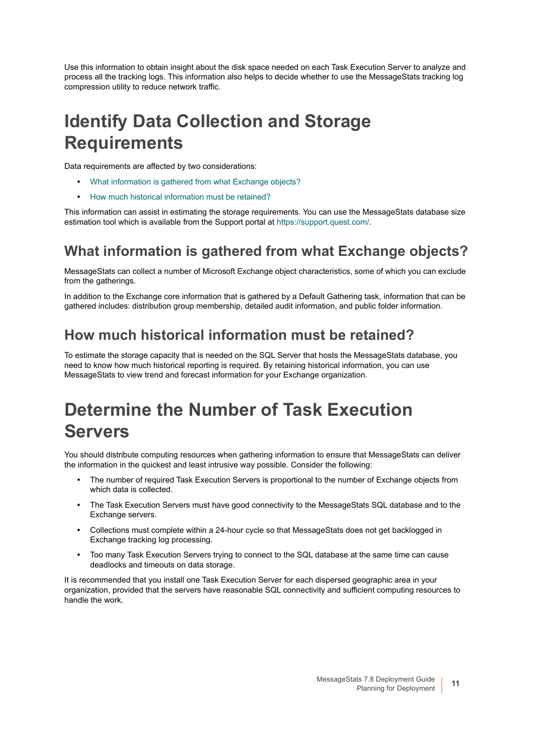Use this information to obtain insight about the disk space needed on each Task Execution Server to analyze and process all the tracking logs. This information also helps to decide whether to use the MessageStats tracking log compression utility to reduce network traffic.

# Identify Data Collection and Storage Requirements

Data requirements are affected by two considerations:

- What information is gathered from what Exchange objects?
- How much historical information must be retained?

This information can assist in estimating the storage requirements. You can use the MessageStats database size estimation tool which is available from the Support portal at https://support.quest.com/.

## What information is gathered from what Exchange objects?

MessageStats can collect a number of Microsoft Exchange object characteristics, some of which you can exclude from the gatherings.

In addition to the Exchange core information that is gathered by a Default Gathering task, information that can be gathered includes: distribution group membership, detailed audit information, and public folder information.

## How much historical information must be retained?

To estimate the storage capacity that is needed on the SQL Server that hosts the MessageStats database, you need to know how much historical reporting is required. By retaining historical information, you can use MessageStats to view trend and forecast information for your Exchange organization.

# Determine the Number of Task Execution Servers

You should distribute computing resources when gathering information to ensure that MessageStats can deliver the information in the quickest and least intrusive way possible. Consider the following:

- The number of required Task Execution Servers is proportional to the number of Exchange objects from which data is collected.
- The Task Execution Servers must have good connectivity to the MessageStats SQL database and to the Exchange servers.
- Collections must complete within a 24-hour cycle so that MessageStats does not get backlogged in Exchange tracking log processing.
- Too many Task Execution Servers trying to connect to the SQL database at the same time can cause deadlocks and timeouts on data storage.

It is recommended that you install one Task Execution Server for each dispersed geographic area in your organization, provided that the servers have reasonable SQL connectivity and sufficient computing resources to handle the work.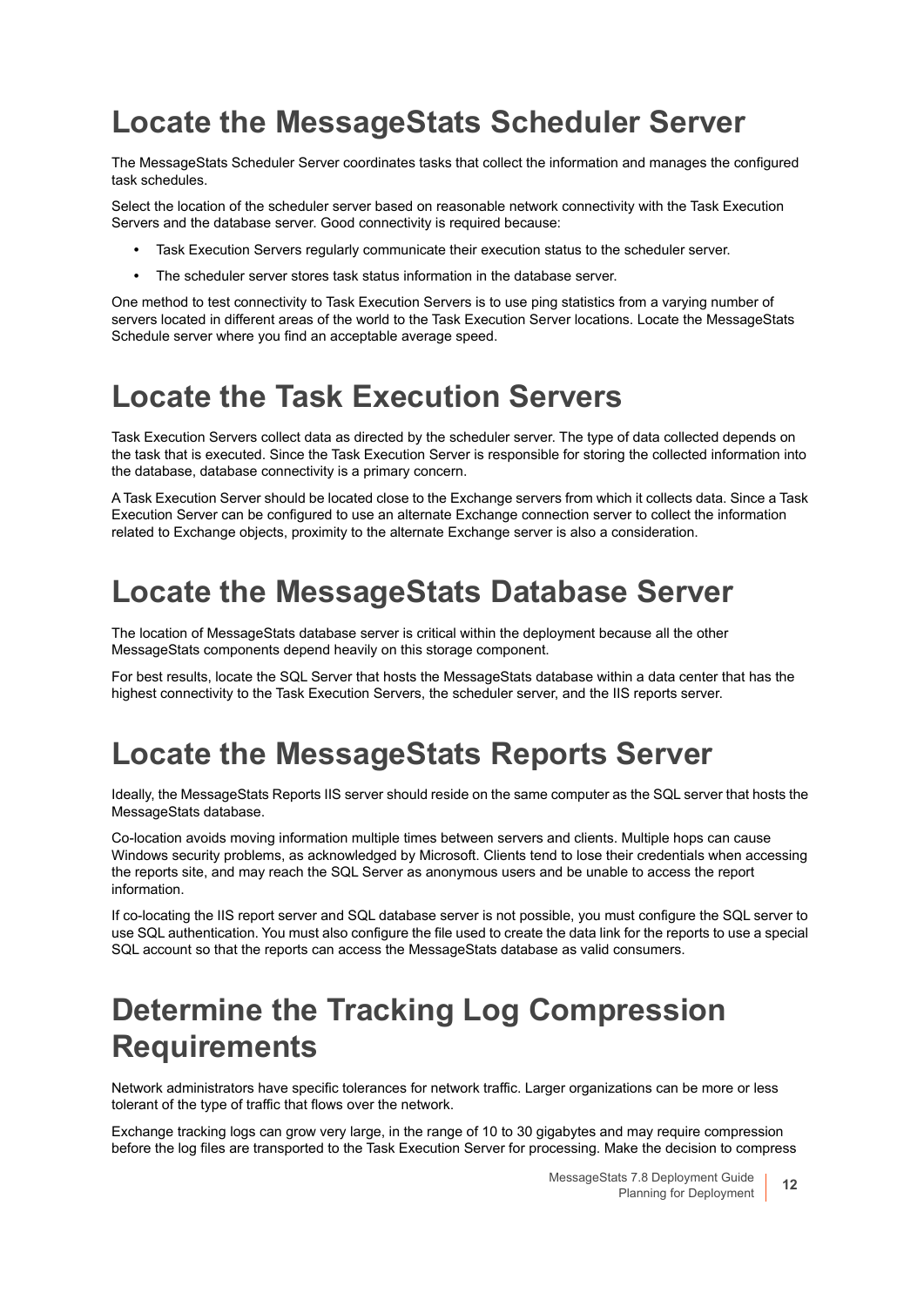# Locate the MessageStats Scheduler Server

The MessageStats Scheduler Server coordinates tasks that collect the information and manages the configured task schedules.

Select the location of the scheduler server based on reasonable network connectivity with the Task Execution Servers and the database server. Good connectivity is required because:

- Task Execution Servers regularly communicate their execution status to the scheduler server.
- The scheduler server stores task status information in the database server.

One method to test connectivity to Task Execution Servers is to use ping statistics from a varying number of servers located in different areas of the world to the Task Execution Server locations. Locate the MessageStats Schedule server where you find an acceptable average speed.

# Locate the Task Execution Servers

Task Execution Servers collect data as directed by the scheduler server. The type of data collected depends on the task that is executed. Since the Task Execution Server is responsible for storing the collected information into the database, database connectivity is a primary concern.

A Task Execution Server should be located close to the Exchange servers from which it collects data. Since a Task Execution Server can be configured to use an alternate Exchange connection server to collect the information related to Exchange objects, proximity to the alternate Exchange server is also a consideration.

# Locate the MessageStats Database Server

The location of MessageStats database server is critical within the deployment because all the other MessageStats components depend heavily on this storage component.

For best results, locate the SQL Server that hosts the MessageStats database within a data center that has the highest connectivity to the Task Execution Servers, the scheduler server, and the IIS reports server.

# Locate the MessageStats Reports Server

Ideally, the MessageStats Reports IIS server should reside on the same computer as the SQL server that hosts the MessageStats database.

Co-location avoids moving information multiple times between servers and clients. Multiple hops can cause Windows security problems, as acknowledged by Microsoft. Clients tend to lose their credentials when accessing the reports site, and may reach the SQL Server as anonymous users and be unable to access the report information.

If co-locating the IIS report server and SQL database server is not possible, you must configure the SQL server to use SQL authentication. You must also configure the file used to create the data link for the reports to use a special SQL account so that the reports can access the MessageStats database as valid consumers.

# Determine the Tracking Log Compression Requirements

Network administrators have specific tolerances for network traffic. Larger organizations can be more or less tolerant of the type of traffic that flows over the network.

Exchange tracking logs can grow very large, in the range of 10 to 30 gigabytes and may require compression before the log files are transported to the Task Execution Server for processing. Make the decision to compress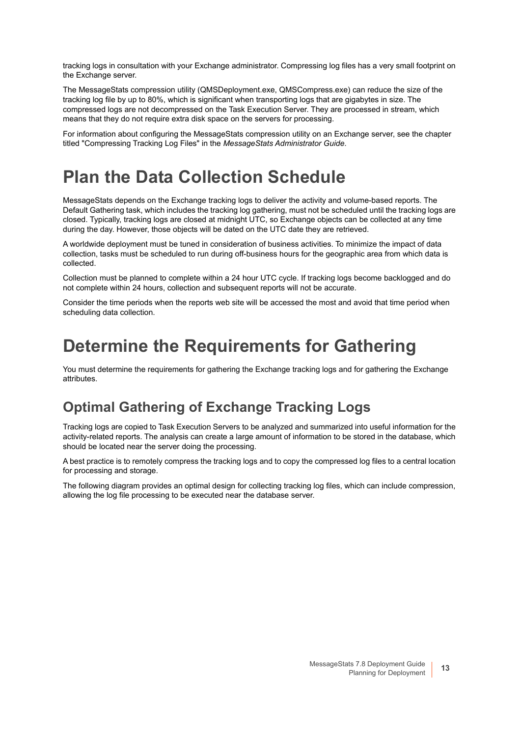tracking logs in consultation with your Exchange administrator. Compressing log files has a very small footprint on the Exchange server.

The MessageStats compression utility (QMSDeployment.exe, QMSCompress.exe) can reduce the size of the tracking log file by up to 80%, which is significant when transporting logs that are gigabytes in size. The compressed logs are not decompressed on the Task Execution Server. They are processed in stream, which means that they do not require extra disk space on the servers for processing.

For information about configuring the MessageStats compression utility on an Exchange server, see the chapter titled "Compressing Tracking Log Files" in the *MessageStats Administrator Guide*.

# Plan the Data Collection Schedule

MessageStats depends on the Exchange tracking logs to deliver the activity and volume-based reports. The Default Gathering task, which includes the tracking log gathering, must not be scheduled until the tracking logs are closed. Typically, tracking logs are closed at midnight UTC, so Exchange objects can be collected at any time during the day. However, those objects will be dated on the UTC date they are retrieved.

A worldwide deployment must be tuned in consideration of business activities. To minimize the impact of data collection, tasks must be scheduled to run during off-business hours for the geographic area from which data is collected.

Collection must be planned to complete within a 24 hour UTC cycle. If tracking logs become backlogged and do not complete within 24 hours, collection and subsequent reports will not be accurate.

Consider the time periods when the reports web site will be accessed the most and avoid that time period when scheduling data collection.

# Determine the Requirements for Gathering

You must determine the requirements for gathering the Exchange tracking logs and for gathering the Exchange attributes.

## Optimal Gathering of Exchange Tracking Logs

Tracking logs are copied to Task Execution Servers to be analyzed and summarized into useful information for the activity-related reports. The analysis can create a large amount of information to be stored in the database, which should be located near the server doing the processing.

A best practice is to remotely compress the tracking logs and to copy the compressed log files to a central location for processing and storage.

The following diagram provides an optimal design for collecting tracking log files, which can include compression, allowing the log file processing to be executed near the database server.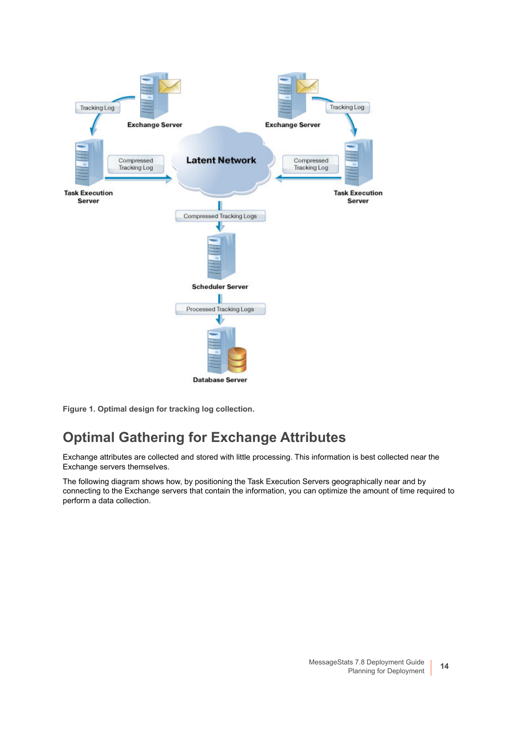Figure 1. Optimal design for tracking log collection.

## Optimal Gathering for Exchange Attributes

Exchange attributes are collected and stored with little processing. This information is best collected near the Exchange servers themselves.

The following diagram shows how, by positioning the Task Execution Servers geographically near and by connecting to the Exchange servers that contain the information, you can optimize the amount of time required to perform a data collection.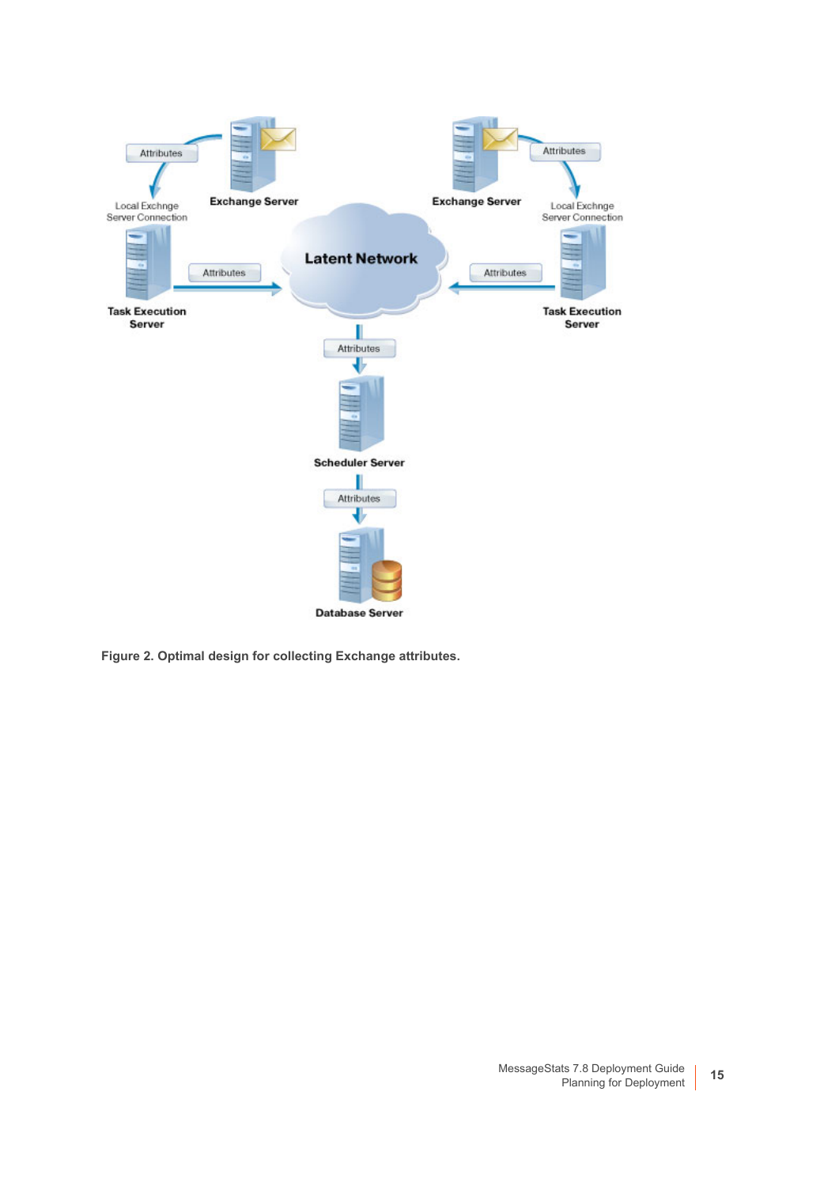**Figure 2. Optimal design for collecting Exchange attributes.**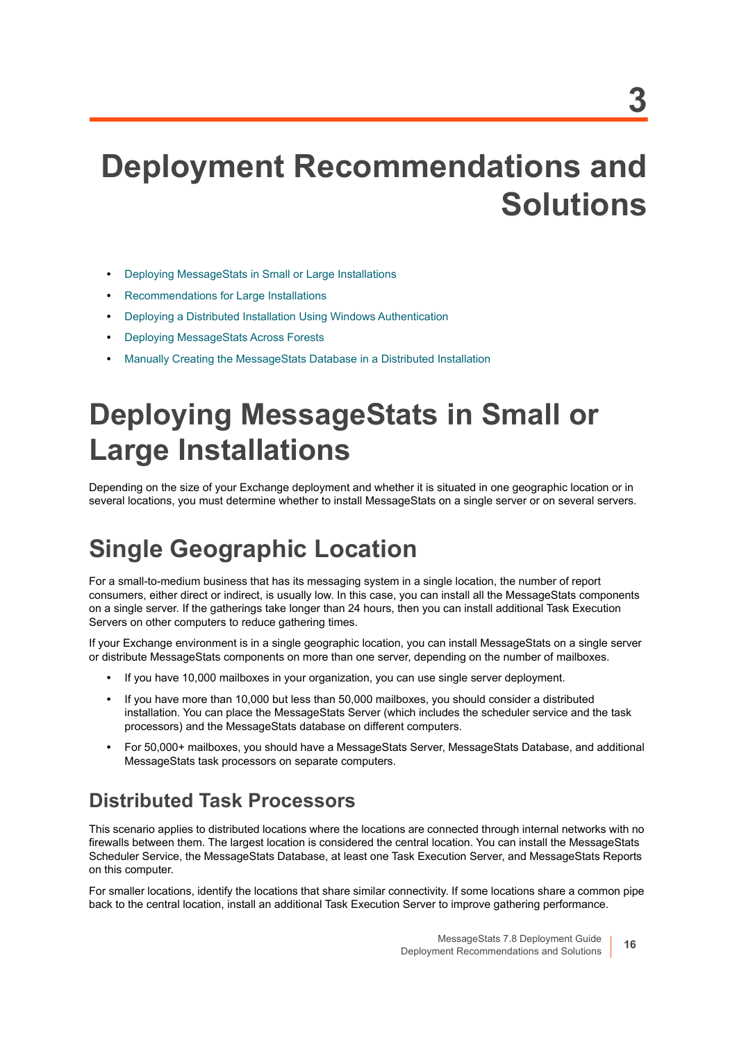# 3

# Deployment Recommendations and Solutions

- Deploying MessageStats in Small or Large Installations
- Recommendations for Large Installations
- Deploying a Distributed Installation Using Windows Authentication
- Deploying MessageStats Across Forests
- Manually Creating the MessageStats Database in a Distributed Installation

# Deploying MessageStats in Small or Large Installations

Depending on the size of your Exchange deployment and whether it is situated in one geographic location or in several locations, you must determine whether to install MessageStats on a single server or on several servers.

## Single Geographic Location

For a small-to-medium business that has its messaging system in a single location, the number of report consumers, either direct or indirect, is usually low. In this case, you can install all the MessageStats components on a single server. If the gatherings take longer than 24 hours, then you can install additional Task Execution Servers on other computers to reduce gathering times.

If your Exchange environment is in a single geographic location, you can install MessageStats on a single server or distribute MessageStats components on more than one server, depending on the number of mailboxes.

- If you have 10,000 mailboxes in your organization, you can use single server deployment.
- If you have more than 10,000 but less than 50,000 mailboxes, you should consider a distributed installation. You can place the MessageStats Server (which includes the scheduler service and the task processors) and the MessageStats database on different computers.
- For 50,000+ mailboxes, you should have a MessageStats Server, MessageStats Database, and additional MessageStats task processors on separate computers.

### Distributed Task Processors

This scenario applies to distributed locations where the locations are connected through internal networks with no firewalls between them. The largest location is considered the central location. You can install the MessageStats Scheduler Service, the MessageStats Database, at least one Task Execution Server, and MessageStats Reports on this computer.

For smaller locations, identify the locations that share similar connectivity. If some locations share a common pipe back to the central location, install an additional Task Execution Server to improve gathering performance.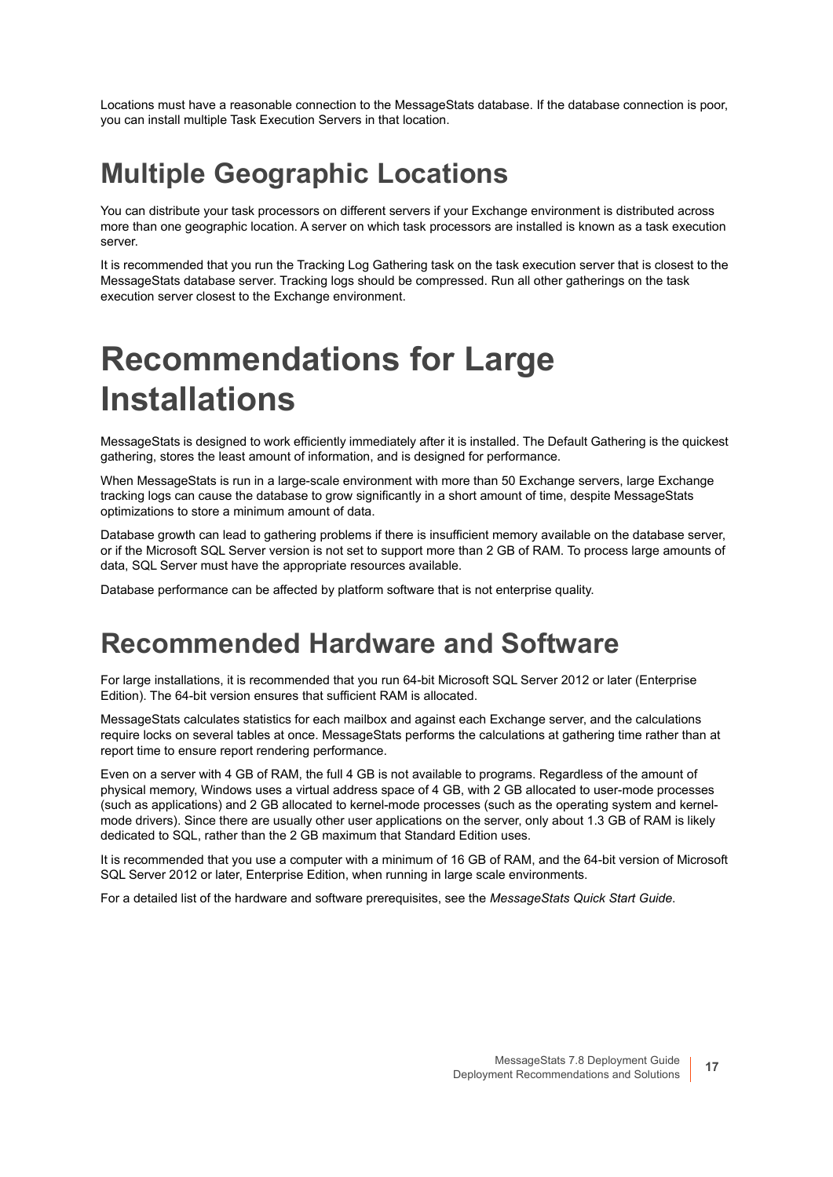Locations must have a reasonable connection to the MessageStats database. If the database connection is poor, you can install multiple Task Execution Servers in that location.

## Multiple Geographic Locations

You can distribute your task processors on different servers if your Exchange environment is distributed across more than one geographic location. A server on which task processors are installed is known as a task execution server.

It is recommended that you run the Tracking Log Gathering task on the task execution server that is closest to the MessageStats database server. Tracking logs should be compressed. Run all other gatherings on the task execution server closest to the Exchange environment.

# Recommendations for Large Installations

MessageStats is designed to work efficiently immediately after it is installed. The Default Gathering is the quickest gathering, stores the least amount of information, and is designed for performance.

When MessageStats is run in a large-scale environment with more than 50 Exchange servers, large Exchange tracking logs can cause the database to grow significantly in a short amount of time, despite MessageStats optimizations to store a minimum amount of data.

Database growth can lead to gathering problems if there is insufficient memory available on the database server, or if the Microsoft SQL Server version is not set to support more than 2 GB of RAM. To process large amounts of data, SQL Server must have the appropriate resources available.

Database performance can be affected by platform software that is not enterprise quality.

## Recommended Hardware and Software

For large installations, it is recommended that you run 64-bit Microsoft SQL Server 2012 or later (Enterprise Edition). The 64-bit version ensures that sufficient RAM is allocated.

MessageStats calculates statistics for each mailbox and against each Exchange server, and the calculations require locks on several tables at once. MessageStats performs the calculations at gathering time rather than at report time to ensure report rendering performance.

Even on a server with 4 GB of RAM, the full 4 GB is not available to programs. Regardless of the amount of physical memory, Windows uses a virtual address space of 4 GB, with 2 GB allocated to user-mode processes (such as applications) and 2 GB allocated to kernel-mode processes (such as the operating system and kernel-mode drivers). Since there are usually other user applications on the server, only about 1.3 GB of RAM is likely dedicated to SQL, rather than the 2 GB maximum that Standard Edition uses.

It is recommended that you use a computer with a minimum of 16 GB of RAM, and the 64-bit version of Microsoft SQL Server 2012 or later, Enterprise Edition, when running in large scale environments.

For a detailed list of the hardware and software prerequisites, see the *MessageStats Quick Start Guide*.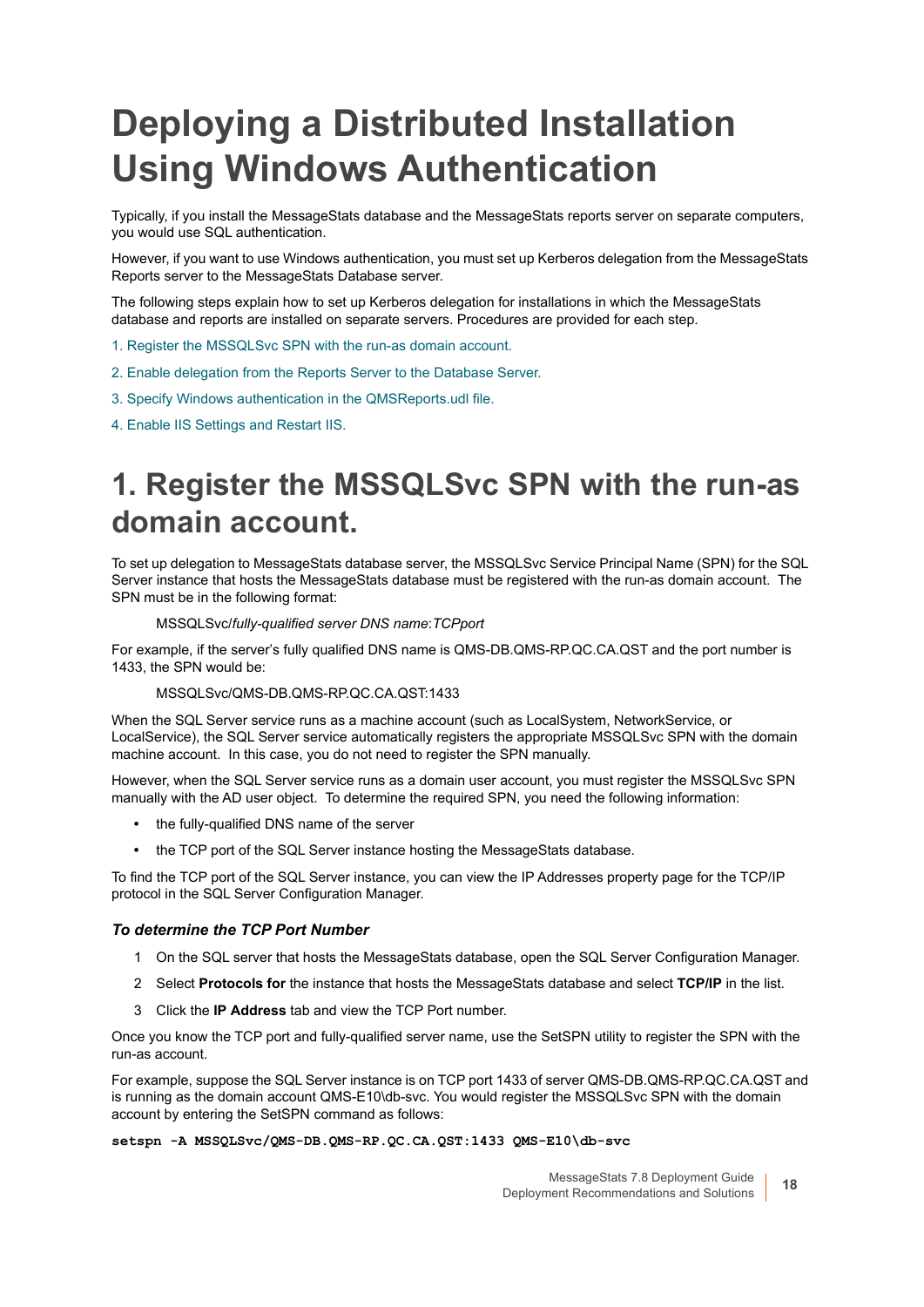# Deploying a Distributed Installation Using Windows Authentication

Typically, if you install the MessageStats database and the MessageStats reports server on separate computers, you would use SQL authentication.

However, if you want to use Windows authentication, you must set up Kerberos delegation from the MessageStats Reports server to the MessageStats Database server.

The following steps explain how to set up Kerberos delegation for installations in which the MessageStats database and reports are installed on separate servers. Procedures are provided for each step.

1. Register the MSSQLSvc SPN with the run-as domain account.
2. Enable delegation from the Reports Server to the Database Server.
3. Specify Windows authentication in the QMSReports.udl file.
4. Enable IIS Settings and Restart IIS.

# 1. Register the MSSQLSvc SPN with the run-as domain account.

To set up delegation to MessageStats database server, the MSSQLSvc Service Principal Name (SPN) for the SQL Server instance that hosts the MessageStats database must be registered with the run-as domain account. The SPN must be in the following format:

MSSQLSvc/*fully-qualified server DNS name*:*TCPport*

For example, if the server's fully qualified DNS name is QMS-DB.QMS-RP.QC.CA.QST and the port number is 1433, the SPN would be:

MSSQLSvc/QMS-DB.QMS-RP.QC.CA.QST:1433

When the SQL Server service runs as a machine account (such as LocalSystem, NetworkService, or LocalService), the SQL Server service automatically registers the appropriate MSSQLSvc SPN with the domain machine account. In this case, you do not need to register the SPN manually.

However, when the SQL Server service runs as a domain user account, you must register the MSSQLSvc SPN manually with the AD user object. To determine the required SPN, you need the following information:

- the fully-qualified DNS name of the server
- the TCP port of the SQL Server instance hosting the MessageStats database.

To find the TCP port of the SQL Server instance, you can view the IP Addresses property page for the TCP/IP protocol in the SQL Server Configuration Manager.

### *To determine the TCP Port Number*

1. On the SQL server that hosts the MessageStats database, open the SQL Server Configuration Manager.
2. Select **Protocols for** the instance that hosts the MessageStats database and select **TCP/IP** in the list.
3. Click the **IP Address** tab and view the TCP Port number.

Once you know the TCP port and fully-qualified server name, use the SetSPN utility to register the SPN with the run-as account.

For example, suppose the SQL Server instance is on TCP port 1433 of server QMS-DB.QMS-RP.QC.CA.QST and is running as the domain account QMS-E10\db-svc. You would register the MSSQLSvc SPN with the domain account by entering the SetSPN command as follows:

```
setspn -A MSSQLSvc/QMS-DB.QMS-RP.QC.CA.QST:1433 QMS-E10\db-svc
```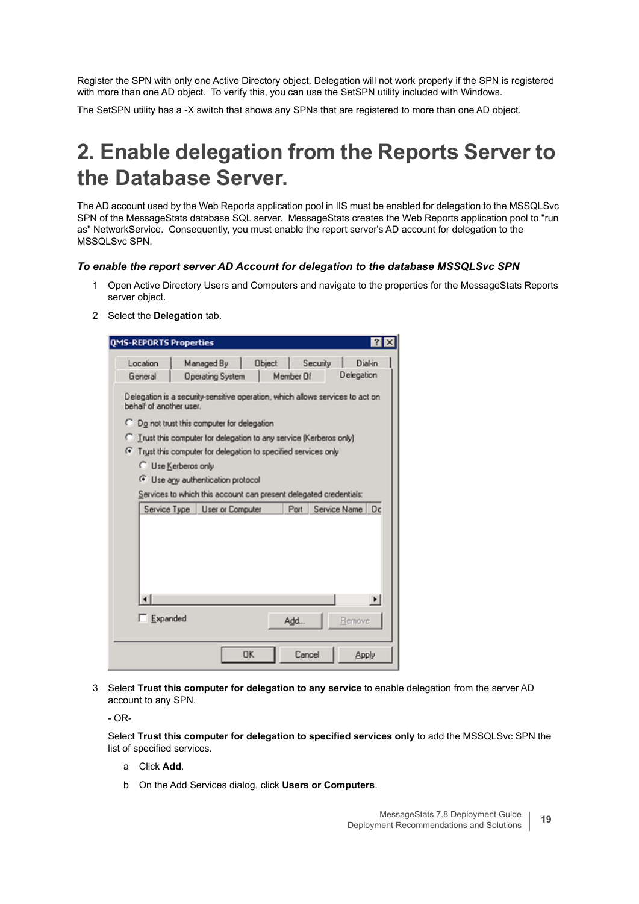Register the SPN with only one Active Directory object. Delegation will not work properly if the SPN is registered with more than one AD object. To verify this, you can use the SetSPN utility included with Windows.

The SetSPN utility has a -X switch that shows any SPNs that are registered to more than one AD object.

# 2. Enable delegation from the Reports Server to the Database Server.

The AD account used by the Web Reports application pool in IIS must be enabled for delegation to the MSSQLSvc SPN of the MessageStats database SQL server. MessageStats creates the Web Reports application pool to "run as" NetworkService. Consequently, you must enable the report server's AD account for delegation to the MSSQLSvc SPN.

### *To enable the report server AD Account for delegation to the database MSSQLSvc SPN*

1. Open Active Directory Users and Computers and navigate to the properties for the MessageStats Reports server object.
2. Select the **Delegation** tab.
3. Select **Trust this computer for delegation to any service** to enable delegation from the server AD account to any SPN.

   - OR-

   Select **Trust this computer for delegation to specified services only** to add the MSSQLSvc SPN the list of specified services.

   a. Click **Add**.

   b. On the Add Services dialog, click **Users or Computers**.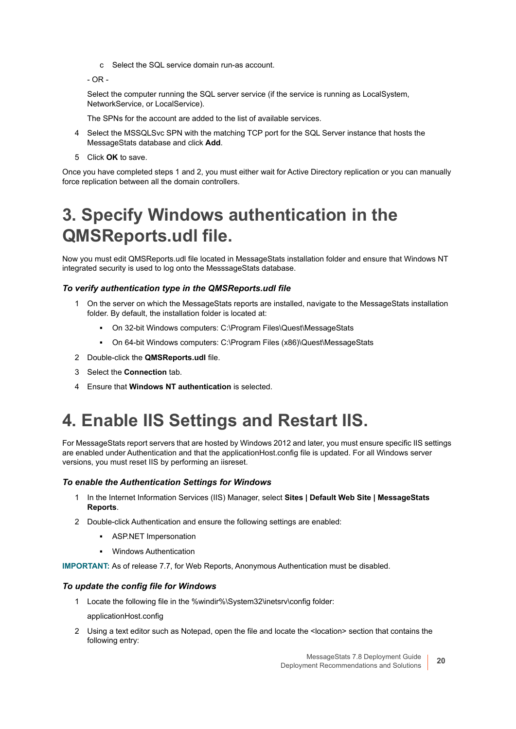c. Select the SQL service domain run-as account.

- OR -

Select the computer running the SQL server service (if the service is running as LocalSystem, NetworkService, or LocalService).

The SPNs for the account are added to the list of available services.

4. Select the MSSQLSvc SPN with the matching TCP port for the SQL Server instance that hosts the MessageStats database and click **Add**.
5. Click **OK** to save.

Once you have completed steps 1 and 2, you must either wait for Active Directory replication or you can manually force replication between all the domain controllers.

# 3. Specify Windows authentication in the QMSReports.udl file.

Now you must edit QMSReports.udl file located in MessageStats installation folder and ensure that Windows NT integrated security is used to log onto the MesssageStats database.

### *To verify authentication type in the QMSReports.udl file*

1. On the server on which the MessageStats reports are installed, navigate to the MessageStats installation folder. By default, the installation folder is located at:
   - On 32-bit Windows computers: C:\Program Files\Quest\MessageStats
   - On 64-bit Windows computers: C:\Program Files (x86)\Quest\MessageStats
2. Double-click the **QMSReports.udl** file.
3. Select the **Connection** tab.
4. Ensure that **Windows NT authentication** is selected.

# 4. Enable IIS Settings and Restart IIS.

For MessageStats report servers that are hosted by Windows 2012 and later, you must ensure specific IIS settings are enabled under Authentication and that the applicationHost.config file is updated. For all Windows server versions, you must reset IIS by performing an iisreset.

### *To enable the Authentication Settings for Windows*

1. In the Internet Information Services (IIS) Manager, select **Sites | Default Web Site | MessageStats Reports**.
2. Double-click Authentication and ensure the following settings are enabled:
   - ASP.NET Impersonation
   - Windows Authentication

**IMPORTANT:** As of release 7.7, for Web Reports, Anonymous Authentication must be disabled.

### *To update the config file for Windows*

1. Locate the following file in the %windir%\System32\inetsrv\config folder:

   applicationHost.config
2. Using a text editor such as Notepad, open the file and locate the <location> section that contains the following entry: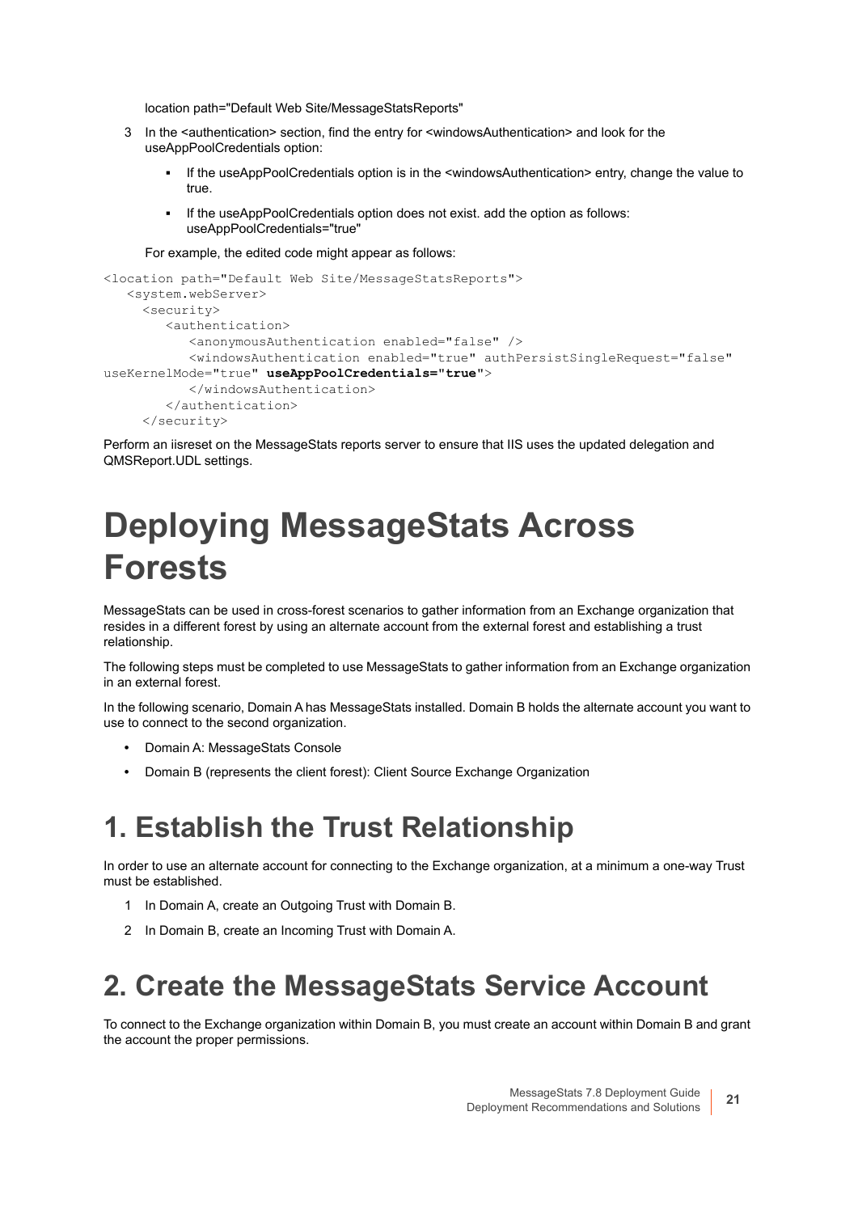location path="Default Web Site/MessageStatsReports"

3 In the <authentication> section, find the entry for <windowsAuthentication> and look for the useAppPoolCredentials option:

   - If the useAppPoolCredentials option is in the <windowsAuthentication> entry, change the value to true.
   - If the useAppPoolCredentials option does not exist. add the option as follows: useAppPoolCredentials="true"

   For example, the edited code might appear as follows:

```
<location path="Default Web Site/MessageStatsReports">
   <system.webServer>
     <security>
        <authentication>
           <anonymousAuthentication enabled="false" />
           <windowsAuthentication enabled="true" authPersistSingleRequest="false" 
useKernelMode="true" useAppPoolCredentials="true">
           </windowsAuthentication>
        </authentication>
     </security>
```

Perform an iisreset on the MessageStats reports server to ensure that IIS uses the updated delegation and QMSReport.UDL settings.

# Deploying MessageStats Across Forests

MessageStats can be used in cross-forest scenarios to gather information from an Exchange organization that resides in a different forest by using an alternate account from the external forest and establishing a trust relationship.

The following steps must be completed to use MessageStats to gather information from an Exchange organization in an external forest.

In the following scenario, Domain A has MessageStats installed. Domain B holds the alternate account you want to use to connect to the second organization.

- Domain A: MessageStats Console
- Domain B (represents the client forest): Client Source Exchange Organization

## 1. Establish the Trust Relationship

In order to use an alternate account for connecting to the Exchange organization, at a minimum a one-way Trust must be established.

1 In Domain A, create an Outgoing Trust with Domain B.

2 In Domain B, create an Incoming Trust with Domain A.

## 2. Create the MessageStats Service Account

To connect to the Exchange organization within Domain B, you must create an account within Domain B and grant the account the proper permissions.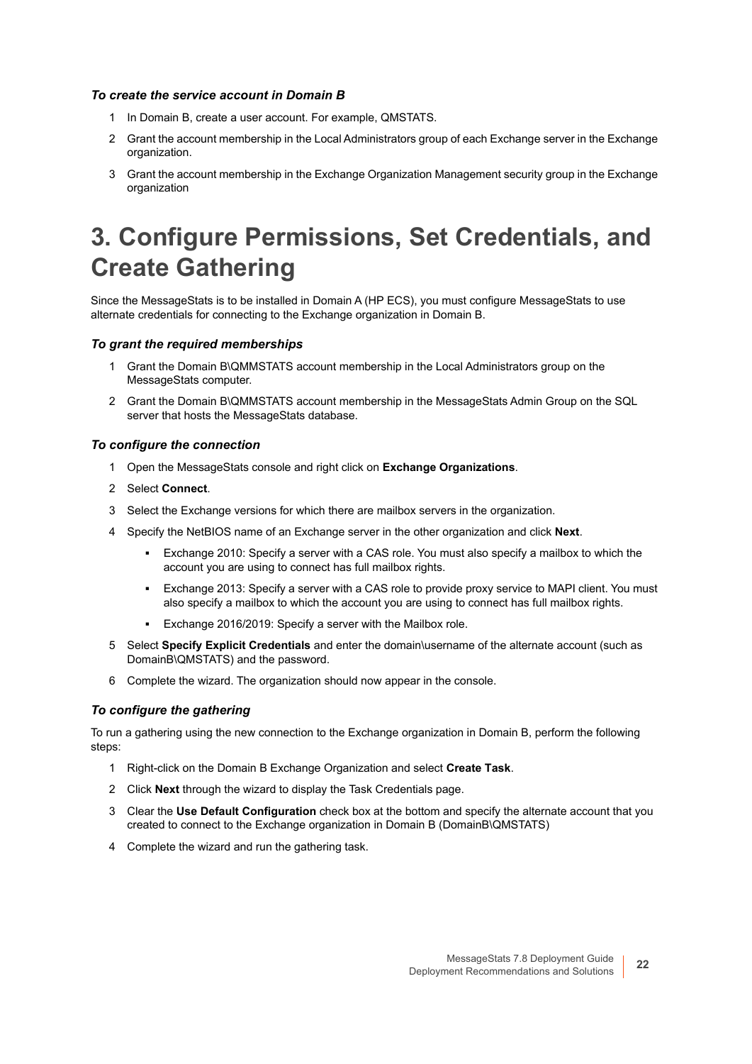*To create the service account in Domain B*

1. In Domain B, create a user account. For example, QMSTATS.
2. Grant the account membership in the Local Administrators group of each Exchange server in the Exchange organization.
3. Grant the account membership in the Exchange Organization Management security group in the Exchange organization

# 3. Configure Permissions, Set Credentials, and Create Gathering

Since the MessageStats is to be installed in Domain A (HP ECS), you must configure MessageStats to use alternate credentials for connecting to the Exchange organization in Domain B.

*To grant the required memberships*

1. Grant the Domain B\QMMSTATS account membership in the Local Administrators group on the MessageStats computer.
2. Grant the Domain B\QMMSTATS account membership in the MessageStats Admin Group on the SQL server that hosts the MessageStats database.

*To configure the connection*

1. Open the MessageStats console and right click on **Exchange Organizations**.
2. Select **Connect**.
3. Select the Exchange versions for which there are mailbox servers in the organization.
4. Specify the NetBIOS name of an Exchange server in the other organization and click **Next**.
   - Exchange 2010: Specify a server with a CAS role. You must also specify a mailbox to which the account you are using to connect has full mailbox rights.
   - Exchange 2013: Specify a server with a CAS role to provide proxy service to MAPI client. You must also specify a mailbox to which the account you are using to connect has full mailbox rights.
   - Exchange 2016/2019: Specify a server with the Mailbox role.
5. Select **Specify Explicit Credentials** and enter the domain\username of the alternate account (such as DomainB\QMSTATS) and the password.
6. Complete the wizard. The organization should now appear in the console.

*To configure the gathering*

To run a gathering using the new connection to the Exchange organization in Domain B, perform the following steps:

1. Right-click on the Domain B Exchange Organization and select **Create Task**.
2. Click **Next** through the wizard to display the Task Credentials page.
3. Clear the **Use Default Configuration** check box at the bottom and specify the alternate account that you created to connect to the Exchange organization in Domain B (DomainB\QMSTATS)
4. Complete the wizard and run the gathering task.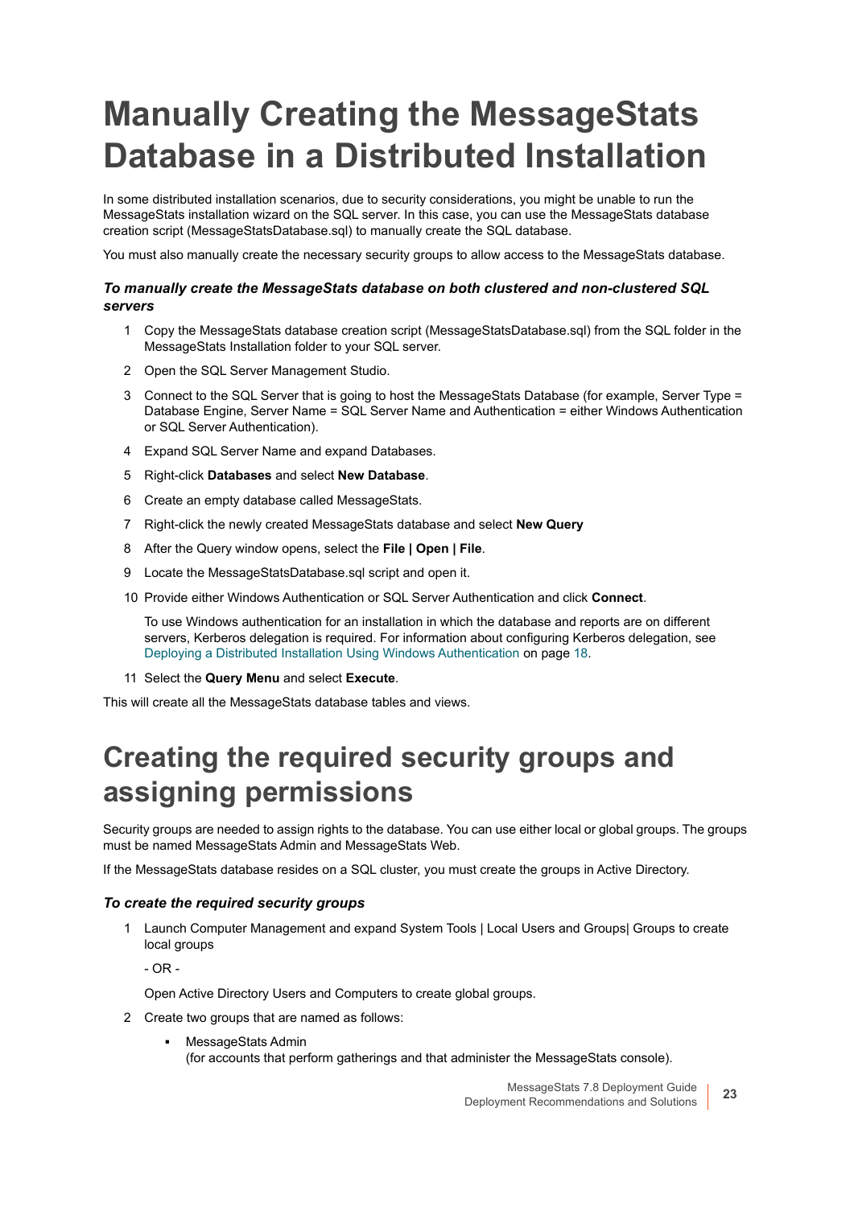# Manually Creating the MessageStats Database in a Distributed Installation

In some distributed installation scenarios, due to security considerations, you might be unable to run the MessageStats installation wizard on the SQL server. In this case, you can use the MessageStats database creation script (MessageStatsDatabase.sql) to manually create the SQL database.

You must also manually create the necessary security groups to allow access to the MessageStats database.

### *To manually create the MessageStats database on both clustered and non-clustered SQL servers*

1. Copy the MessageStats database creation script (MessageStatsDatabase.sql) from the SQL folder in the MessageStats Installation folder to your SQL server.
2. Open the SQL Server Management Studio.
3. Connect to the SQL Server that is going to host the MessageStats Database (for example, Server Type = Database Engine, Server Name = SQL Server Name and Authentication = either Windows Authentication or SQL Server Authentication).
4. Expand SQL Server Name and expand Databases.
5. Right-click **Databases** and select **New Database**.
6. Create an empty database called MessageStats.
7. Right-click the newly created MessageStats database and select **New Query**
8. After the Query window opens, select the **File | Open | File**.
9. Locate the MessageStatsDatabase.sql script and open it.
10. Provide either Windows Authentication or SQL Server Authentication and click **Connect**.

    To use Windows authentication for an installation in which the database and reports are on different servers, Kerberos delegation is required. For information about configuring Kerberos delegation, see Deploying a Distributed Installation Using Windows Authentication on page 18.
11. Select the **Query Menu** and select **Execute**.

This will create all the MessageStats database tables and views.

# Creating the required security groups and assigning permissions

Security groups are needed to assign rights to the database. You can use either local or global groups. The groups must be named MessageStats Admin and MessageStats Web.

If the MessageStats database resides on a SQL cluster, you must create the groups in Active Directory.

### *To create the required security groups*

1. Launch Computer Management and expand System Tools | Local Users and Groups| Groups to create local groups

    \- OR -

    Open Active Directory Users and Computers to create global groups.
2. Create two groups that are named as follows:
    - MessageStats Admin
      (for accounts that perform gatherings and that administer the MessageStats console).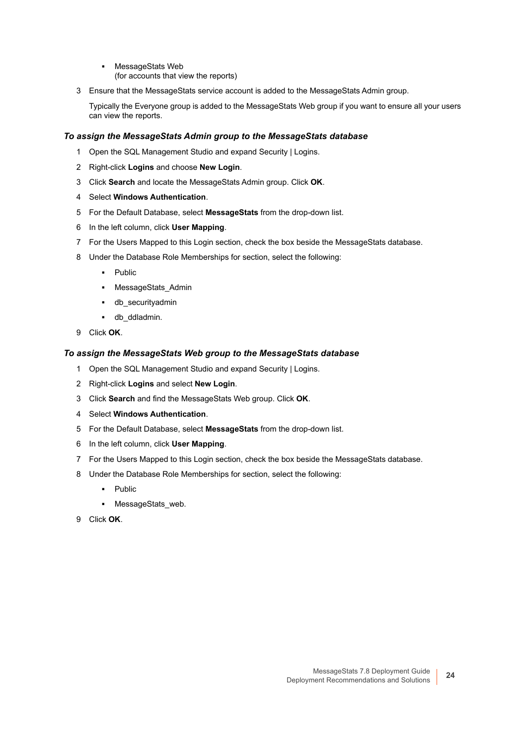- MessageStats Web
  (for accounts that view the reports)

3. Ensure that the MessageStats service account is added to the MessageStats Admin group.

   Typically the Everyone group is added to the MessageStats Web group if you want to ensure all your users can view the reports.

### *To assign the MessageStats Admin group to the MessageStats database*

1. Open the SQL Management Studio and expand Security | Logins.
2. Right-click **Logins** and choose **New Login**.
3. Click **Search** and locate the MessageStats Admin group. Click **OK**.
4. Select **Windows Authentication**.
5. For the Default Database, select **MessageStats** from the drop-down list.
6. In the left column, click **User Mapping**.
7. For the Users Mapped to this Login section, check the box beside the MessageStats database.
8. Under the Database Role Memberships for section, select the following:
   - Public
   - MessageStats_Admin
   - db_securityadmin
   - db_ddladmin.
9. Click **OK**.

### *To assign the MessageStats Web group to the MessageStats database*

1. Open the SQL Management Studio and expand Security | Logins.
2. Right-click **Logins** and select **New Login**.
3. Click **Search** and find the MessageStats Web group. Click **OK**.
4. Select **Windows Authentication**.
5. For the Default Database, select **MessageStats** from the drop-down list.
6. In the left column, click **User Mapping**.
7. For the Users Mapped to this Login section, check the box beside the MessageStats database.
8. Under the Database Role Memberships for section, select the following:
   - Public
   - MessageStats_web.
9. Click **OK**.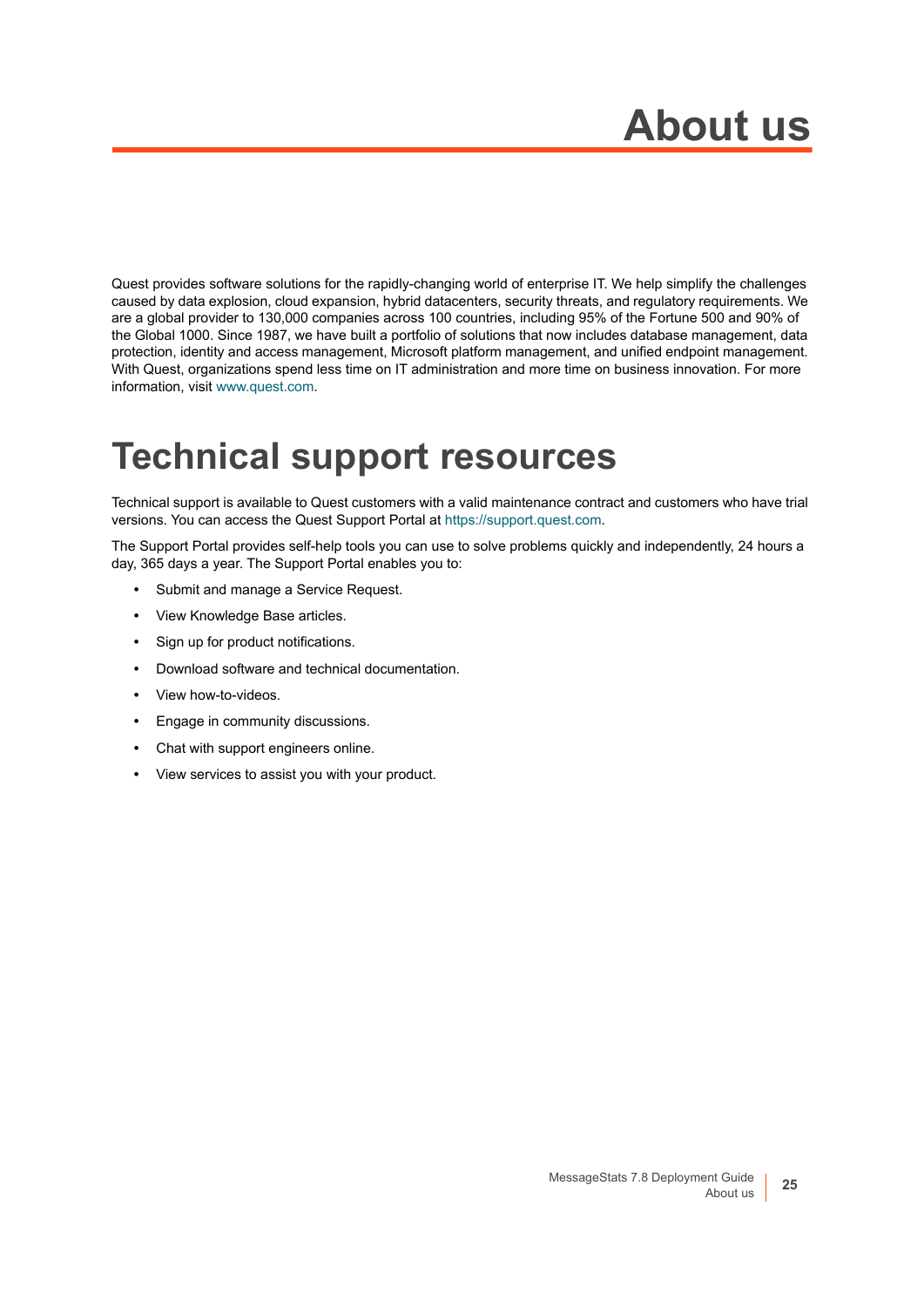# About us

Quest provides software solutions for the rapidly-changing world of enterprise IT. We help simplify the challenges caused by data explosion, cloud expansion, hybrid datacenters, security threats, and regulatory requirements. We are a global provider to 130,000 companies across 100 countries, including 95% of the Fortune 500 and 90% of the Global 1000. Since 1987, we have built a portfolio of solutions that now includes database management, data protection, identity and access management, Microsoft platform management, and unified endpoint management. With Quest, organizations spend less time on IT administration and more time on business innovation. For more information, visit www.quest.com.

# Technical support resources

Technical support is available to Quest customers with a valid maintenance contract and customers who have trial versions. You can access the Quest Support Portal at https://support.quest.com.

The Support Portal provides self-help tools you can use to solve problems quickly and independently, 24 hours a day, 365 days a year. The Support Portal enables you to:

- Submit and manage a Service Request.
- View Knowledge Base articles.
- Sign up for product notifications.
- Download software and technical documentation.
- View how-to-videos.
- Engage in community discussions.
- Chat with support engineers online.
- View services to assist you with your product.